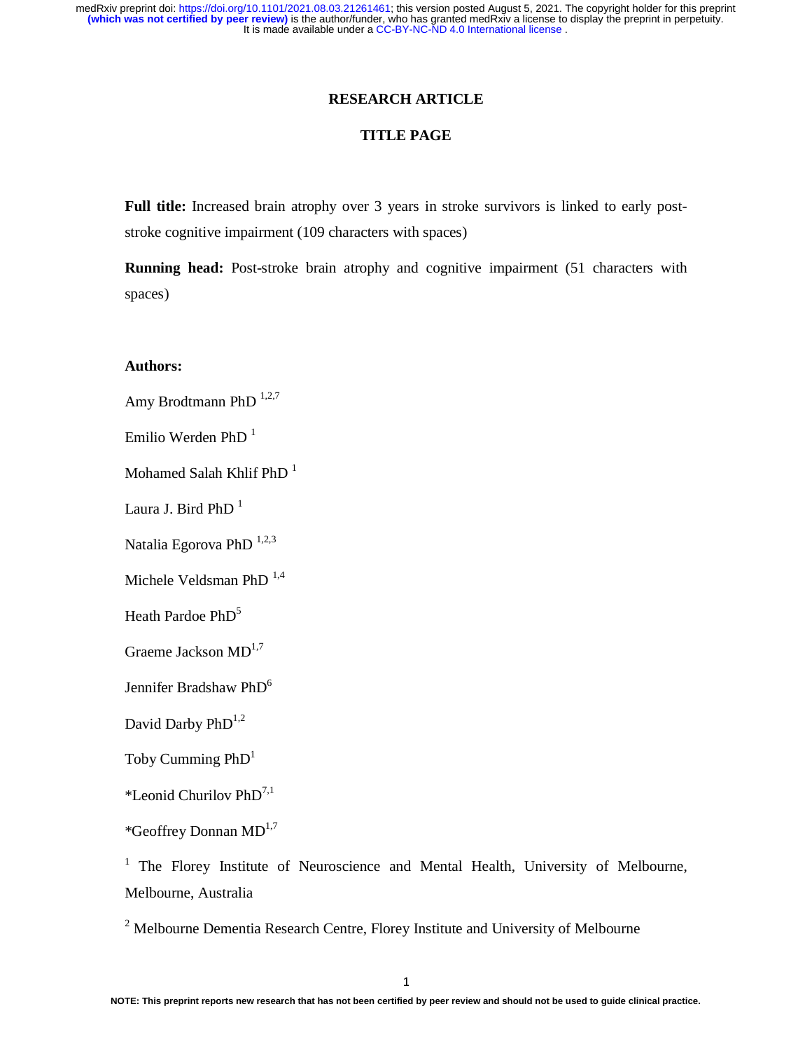**RESEARCH ARTICLE**

**TITLE PAGE**

**Full title:** Increased brain atrophy over 3 years in stroke survivors is linked to early post-stroke cognitive impairment (109 characters with spaces)

**Running head:** Post-stroke brain atrophy and cognitive impairment (51 characters with spaces)

**Authors:**

Amy Brodtmann PhD [1,2,7]

Emilio Werden PhD [1]

Mohamed Salah Khlif PhD [1]

Laura J. Bird PhD [1]

Natalia Egorova PhD [1,2,3]

Michele Veldsman PhD [1,4]

Heath Pardoe PhD[5]

Graeme Jackson MD[1,7]

Jennifer Bradshaw PhD[6]

David Darby PhD[1,2]

Toby Cumming PhD[1]

*Leonid Churilov PhD[7,1]

*Geoffrey Donnan MD[1,7]

[1] The Florey Institute of Neuroscience and Mental Health, University of Melbourne, Melbourne, Australia

[2] Melbourne Dementia Research Centre, Florey Institute and University of Melbourne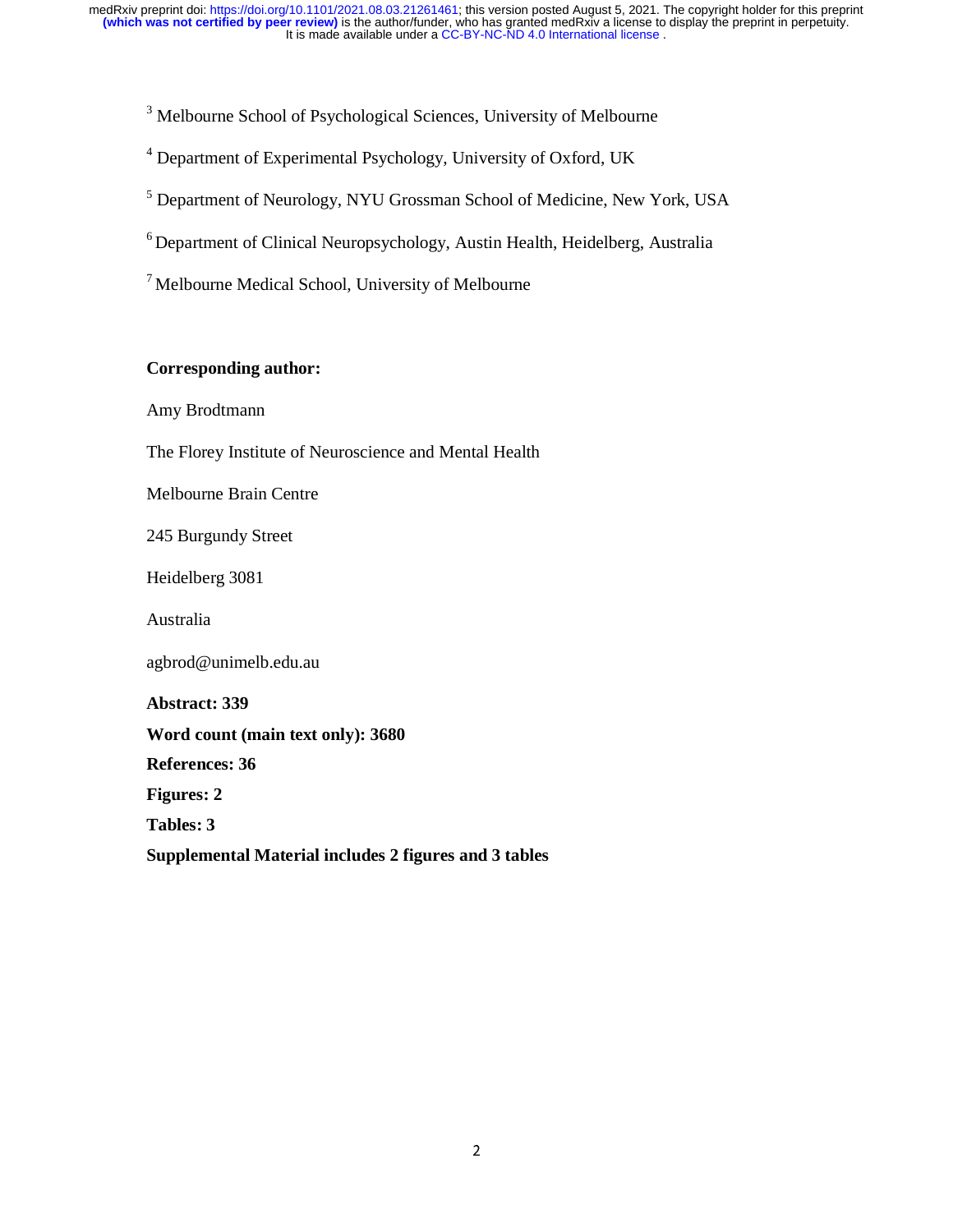[3] Melbourne School of Psychological Sciences, University of Melbourne

[4] Department of Experimental Psychology, University of Oxford, UK

[5] Department of Neurology, NYU Grossman School of Medicine, New York, USA

[6] Department of Clinical Neuropsychology, Austin Health, Heidelberg, Australia

[7] Melbourne Medical School, University of Melbourne

**Corresponding author:**

Amy Brodtmann

The Florey Institute of Neuroscience and Mental Health

Melbourne Brain Centre

245 Burgundy Street

Heidelberg 3081

Australia

agbrod@unimelb.edu.au

**Abstract: 339**

**Word count (main text only): 3680**

**References: 36**

**Figures: 2**

**Tables: 3**

**Supplemental Material includes 2 figures and 3 tables**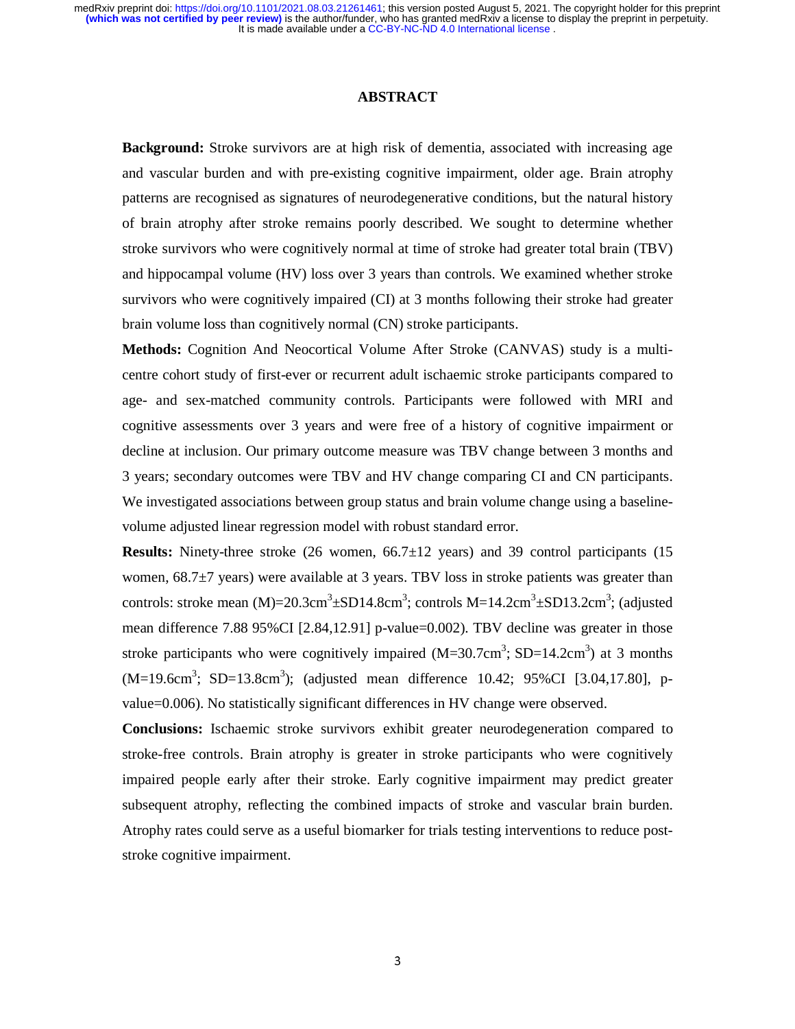## ABSTRACT

**Background:** Stroke survivors are at high risk of dementia, associated with increasing age and vascular burden and with pre-existing cognitive impairment, older age. Brain atrophy patterns are recognised as signatures of neurodegenerative conditions, but the natural history of brain atrophy after stroke remains poorly described. We sought to determine whether stroke survivors who were cognitively normal at time of stroke had greater total brain (TBV) and hippocampal volume (HV) loss over 3 years than controls. We examined whether stroke survivors who were cognitively impaired (CI) at 3 months following their stroke had greater brain volume loss than cognitively normal (CN) stroke participants.

**Methods:** Cognition And Neocortical Volume After Stroke (CANVAS) study is a multi-centre cohort study of first-ever or recurrent adult ischaemic stroke participants compared to age- and sex-matched community controls. Participants were followed with MRI and cognitive assessments over 3 years and were free of a history of cognitive impairment or decline at inclusion. Our primary outcome measure was TBV change between 3 months and 3 years; secondary outcomes were TBV and HV change comparing CI and CN participants. We investigated associations between group status and brain volume change using a baseline-volume adjusted linear regression model with robust standard error.

**Results:** Ninety-three stroke (26 women, 66.7±12 years) and 39 control participants (15 women, 68.7±7 years) were available at 3 years. TBV loss in stroke patients was greater than controls: stroke mean (M)=20.3cm$^3$±SD14.8cm$^3$; controls M=14.2cm$^3$±SD13.2cm$^3$; (adjusted mean difference 7.88 95%CI [2.84,12.91] p-value=0.002). TBV decline was greater in those stroke participants who were cognitively impaired (M=30.7cm$^3$; SD=14.2cm$^3$) at 3 months (M=19.6cm$^3$; SD=13.8cm$^3$); (adjusted mean difference 10.42; 95%CI [3.04,17.80], p-value=0.006). No statistically significant differences in HV change were observed.

**Conclusions:** Ischaemic stroke survivors exhibit greater neurodegeneration compared to stroke-free controls. Brain atrophy is greater in stroke participants who were cognitively impaired people early after their stroke. Early cognitive impairment may predict greater subsequent atrophy, reflecting the combined impacts of stroke and vascular brain burden. Atrophy rates could serve as a useful biomarker for trials testing interventions to reduce post-stroke cognitive impairment.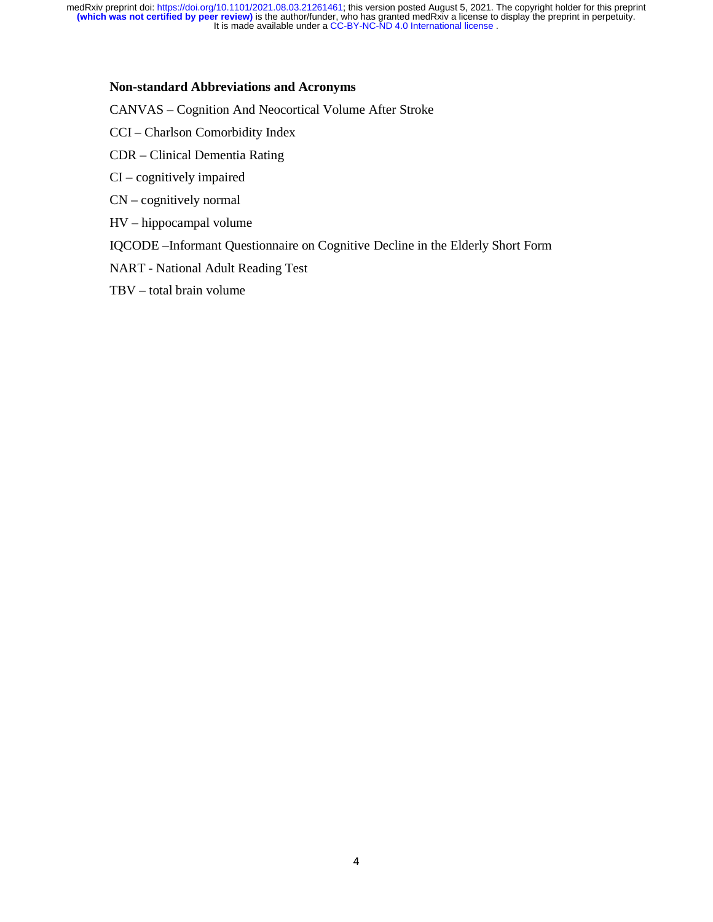**Non-standard Abbreviations and Acronyms**

CANVAS – Cognition And Neocortical Volume After Stroke

CCI – Charlson Comorbidity Index

CDR – Clinical Dementia Rating

CI – cognitively impaired

CN – cognitively normal

HV – hippocampal volume

IQCODE –Informant Questionnaire on Cognitive Decline in the Elderly Short Form

NART - National Adult Reading Test

TBV – total brain volume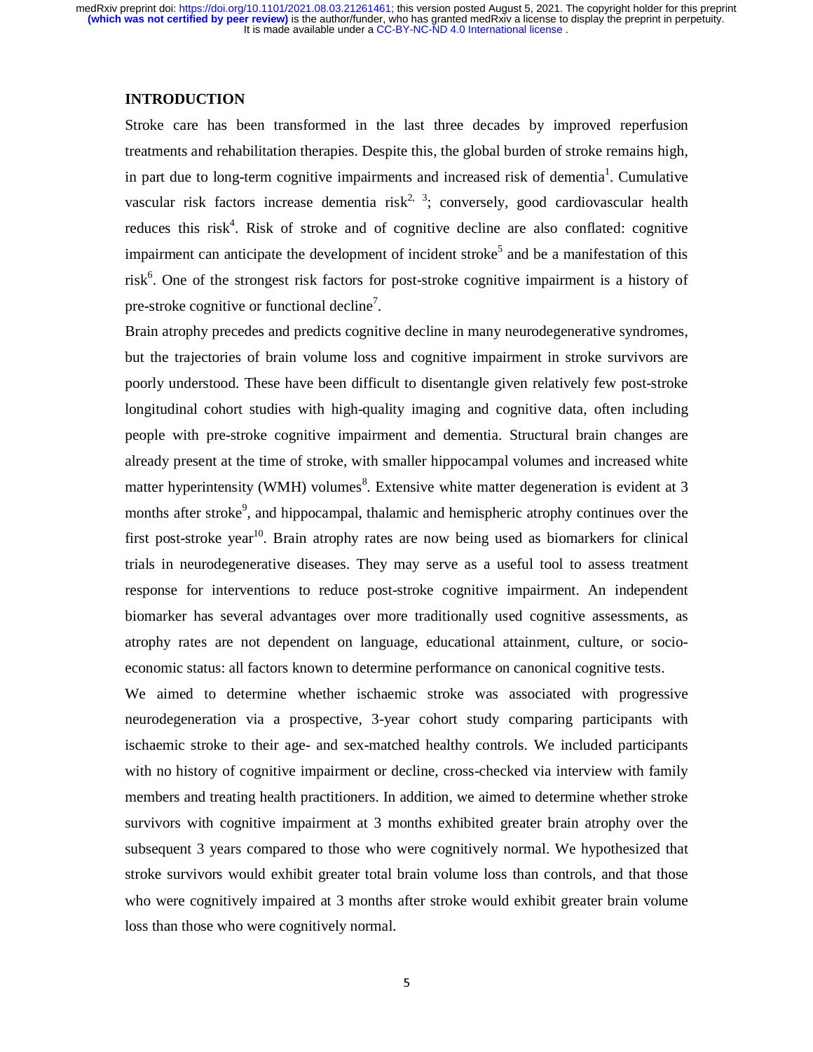## INTRODUCTION

Stroke care has been transformed in the last three decades by improved reperfusion treatments and rehabilitation therapies. Despite this, the global burden of stroke remains high, in part due to long-term cognitive impairments and increased risk of dementia[1]. Cumulative vascular risk factors increase dementia risk[2, 3]; conversely, good cardiovascular health reduces this risk[4]. Risk of stroke and of cognitive decline are also conflated: cognitive impairment can anticipate the development of incident stroke[5] and be a manifestation of this risk[6]. One of the strongest risk factors for post-stroke cognitive impairment is a history of pre-stroke cognitive or functional decline[7].

Brain atrophy precedes and predicts cognitive decline in many neurodegenerative syndromes, but the trajectories of brain volume loss and cognitive impairment in stroke survivors are poorly understood. These have been difficult to disentangle given relatively few post-stroke longitudinal cohort studies with high-quality imaging and cognitive data, often including people with pre-stroke cognitive impairment and dementia. Structural brain changes are already present at the time of stroke, with smaller hippocampal volumes and increased white matter hyperintensity (WMH) volumes[8]. Extensive white matter degeneration is evident at 3 months after stroke[9], and hippocampal, thalamic and hemispheric atrophy continues over the first post-stroke year[10]. Brain atrophy rates are now being used as biomarkers for clinical trials in neurodegenerative diseases. They may serve as a useful tool to assess treatment response for interventions to reduce post-stroke cognitive impairment. An independent biomarker has several advantages over more traditionally used cognitive assessments, as atrophy rates are not dependent on language, educational attainment, culture, or socio-economic status: all factors known to determine performance on canonical cognitive tests.

We aimed to determine whether ischaemic stroke was associated with progressive neurodegeneration via a prospective, 3-year cohort study comparing participants with ischaemic stroke to their age- and sex-matched healthy controls. We included participants with no history of cognitive impairment or decline, cross-checked via interview with family members and treating health practitioners. In addition, we aimed to determine whether stroke survivors with cognitive impairment at 3 months exhibited greater brain atrophy over the subsequent 3 years compared to those who were cognitively normal. We hypothesized that stroke survivors would exhibit greater total brain volume loss than controls, and that those who were cognitively impaired at 3 months after stroke would exhibit greater brain volume loss than those who were cognitively normal.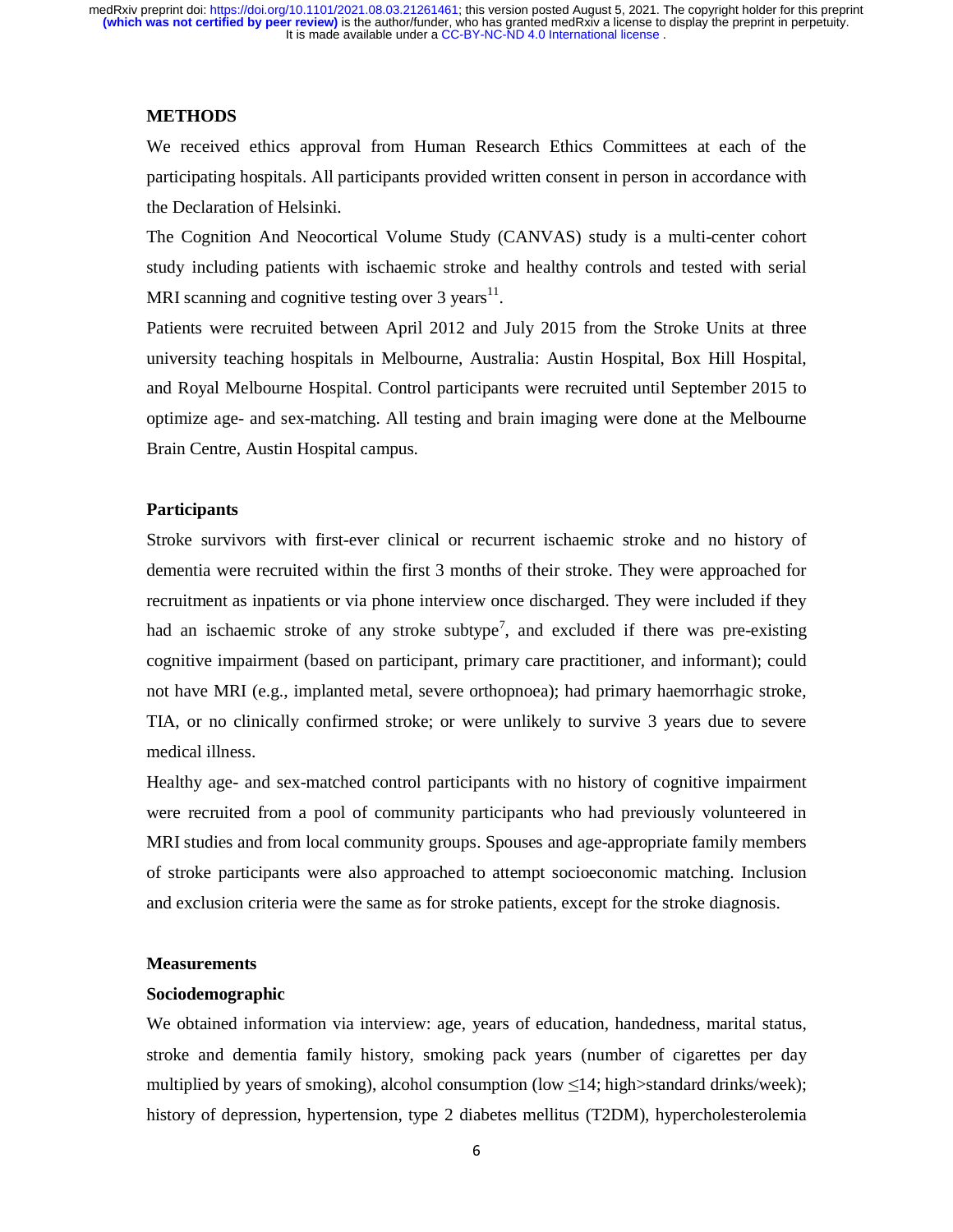## METHODS

We received ethics approval from Human Research Ethics Committees at each of the participating hospitals. All participants provided written consent in person in accordance with the Declaration of Helsinki.

The Cognition And Neocortical Volume Study (CANVAS) study is a multi-center cohort study including patients with ischaemic stroke and healthy controls and tested with serial MRI scanning and cognitive testing over 3 years[11].

Patients were recruited between April 2012 and July 2015 from the Stroke Units at three university teaching hospitals in Melbourne, Australia: Austin Hospital, Box Hill Hospital, and Royal Melbourne Hospital. Control participants were recruited until September 2015 to optimize age- and sex-matching. All testing and brain imaging were done at the Melbourne Brain Centre, Austin Hospital campus.

### Participants

Stroke survivors with first-ever clinical or recurrent ischaemic stroke and no history of dementia were recruited within the first 3 months of their stroke. They were approached for recruitment as inpatients or via phone interview once discharged. They were included if they had an ischaemic stroke of any stroke subtype[7], and excluded if there was pre-existing cognitive impairment (based on participant, primary care practitioner, and informant); could not have MRI (e.g., implanted metal, severe orthopnoea); had primary haemorrhagic stroke, TIA, or no clinically confirmed stroke; or were unlikely to survive 3 years due to severe medical illness.

Healthy age- and sex-matched control participants with no history of cognitive impairment were recruited from a pool of community participants who had previously volunteered in MRI studies and from local community groups. Spouses and age-appropriate family members of stroke participants were also approached to attempt socioeconomic matching. Inclusion and exclusion criteria were the same as for stroke patients, except for the stroke diagnosis.

### Measurements

#### Sociodemographic

We obtained information via interview: age, years of education, handedness, marital status, stroke and dementia family history, smoking pack years (number of cigarettes per day multiplied by years of smoking), alcohol consumption (low ≤14; high>standard drinks/week); history of depression, hypertension, type 2 diabetes mellitus (T2DM), hypercholesterolemia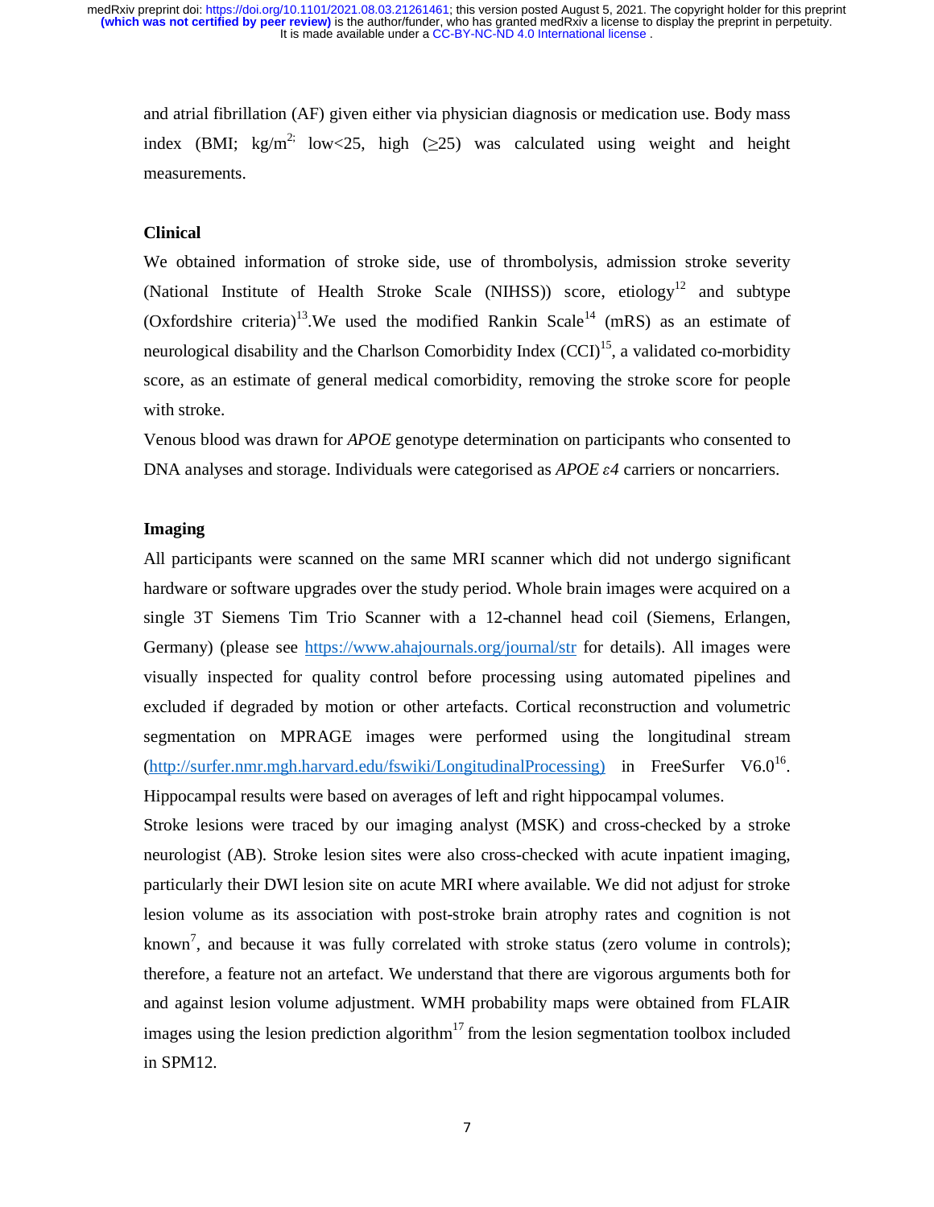and atrial fibrillation (AF) given either via physician diagnosis or medication use. Body mass index (BMI; kg/m$^{2}$; low<25, high (≥25) was calculated using weight and height measurements.

### Clinical

We obtained information of stroke side, use of thrombolysis, admission stroke severity (National Institute of Health Stroke Scale (NIHSS)) score, etiology[12] and subtype (Oxfordshire criteria)[13].We used the modified Rankin Scale[14] (mRS) as an estimate of neurological disability and the Charlson Comorbidity Index (CCI)[15], a validated co-morbidity score, as an estimate of general medical comorbidity, removing the stroke score for people with stroke.

Venous blood was drawn for *APOE* genotype determination on participants who consented to DNA analyses and storage. Individuals were categorised as *APOE ε4* carriers or noncarriers.

### Imaging

All participants were scanned on the same MRI scanner which did not undergo significant hardware or software upgrades over the study period. Whole brain images were acquired on a single 3T Siemens Tim Trio Scanner with a 12-channel head coil (Siemens, Erlangen, Germany) (please see https://www.ahajournals.org/journal/str for details). All images were visually inspected for quality control before processing using automated pipelines and excluded if degraded by motion or other artefacts. Cortical reconstruction and volumetric segmentation on MPRAGE images were performed using the longitudinal stream (http://surfer.nmr.mgh.harvard.edu/fswiki/LongitudinalProcessing) in FreeSurfer V6.0[16]. Hippocampal results were based on averages of left and right hippocampal volumes.

Stroke lesions were traced by our imaging analyst (MSK) and cross-checked by a stroke neurologist (AB). Stroke lesion sites were also cross-checked with acute inpatient imaging, particularly their DWI lesion site on acute MRI where available. We did not adjust for stroke lesion volume as its association with post-stroke brain atrophy rates and cognition is not known[7], and because it was fully correlated with stroke status (zero volume in controls); therefore, a feature not an artefact. We understand that there are vigorous arguments both for and against lesion volume adjustment. WMH probability maps were obtained from FLAIR images using the lesion prediction algorithm[17] from the lesion segmentation toolbox included in SPM12.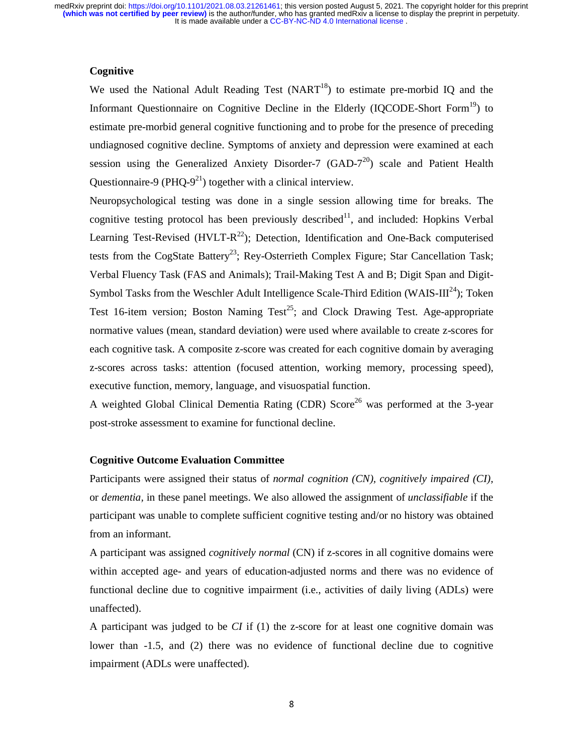### Cognitive

We used the National Adult Reading Test (NART[18]) to estimate pre-morbid IQ and the Informant Questionnaire on Cognitive Decline in the Elderly (IQCODE-Short Form[19]) to estimate pre-morbid general cognitive functioning and to probe for the presence of preceding undiagnosed cognitive decline. Symptoms of anxiety and depression were examined at each session using the Generalized Anxiety Disorder-7 (GAD-7[20]) scale and Patient Health Questionnaire-9 (PHQ-9[21]) together with a clinical interview.

Neuropsychological testing was done in a single session allowing time for breaks. The cognitive testing protocol has been previously described[11], and included: Hopkins Verbal Learning Test-Revised (HVLT-R[22]); Detection, Identification and One-Back computerised tests from the CogState Battery[23]; Rey-Osterrieth Complex Figure; Star Cancellation Task; Verbal Fluency Task (FAS and Animals); Trail-Making Test A and B; Digit Span and Digit-Symbol Tasks from the Weschler Adult Intelligence Scale-Third Edition (WAIS-III[24]); Token Test 16-item version; Boston Naming Test[25]; and Clock Drawing Test. Age-appropriate normative values (mean, standard deviation) were used where available to create z-scores for each cognitive task. A composite z-score was created for each cognitive domain by averaging z-scores across tasks: attention (focused attention, working memory, processing speed), executive function, memory, language, and visuospatial function.

A weighted Global Clinical Dementia Rating (CDR) Score[26] was performed at the 3-year post-stroke assessment to examine for functional decline.

### Cognitive Outcome Evaluation Committee

Participants were assigned their status of *normal cognition (CN), cognitively impaired (CI),* or *dementia*, in these panel meetings. We also allowed the assignment of *unclassifiable* if the participant was unable to complete sufficient cognitive testing and/or no history was obtained from an informant.

A participant was assigned *cognitively normal* (CN) if z-scores in all cognitive domains were within accepted age- and years of education-adjusted norms and there was no evidence of functional decline due to cognitive impairment (i.e., activities of daily living (ADLs) were unaffected).

A participant was judged to be *CI* if (1) the z-score for at least one cognitive domain was lower than -1.5, and (2) there was no evidence of functional decline due to cognitive impairment (ADLs were unaffected).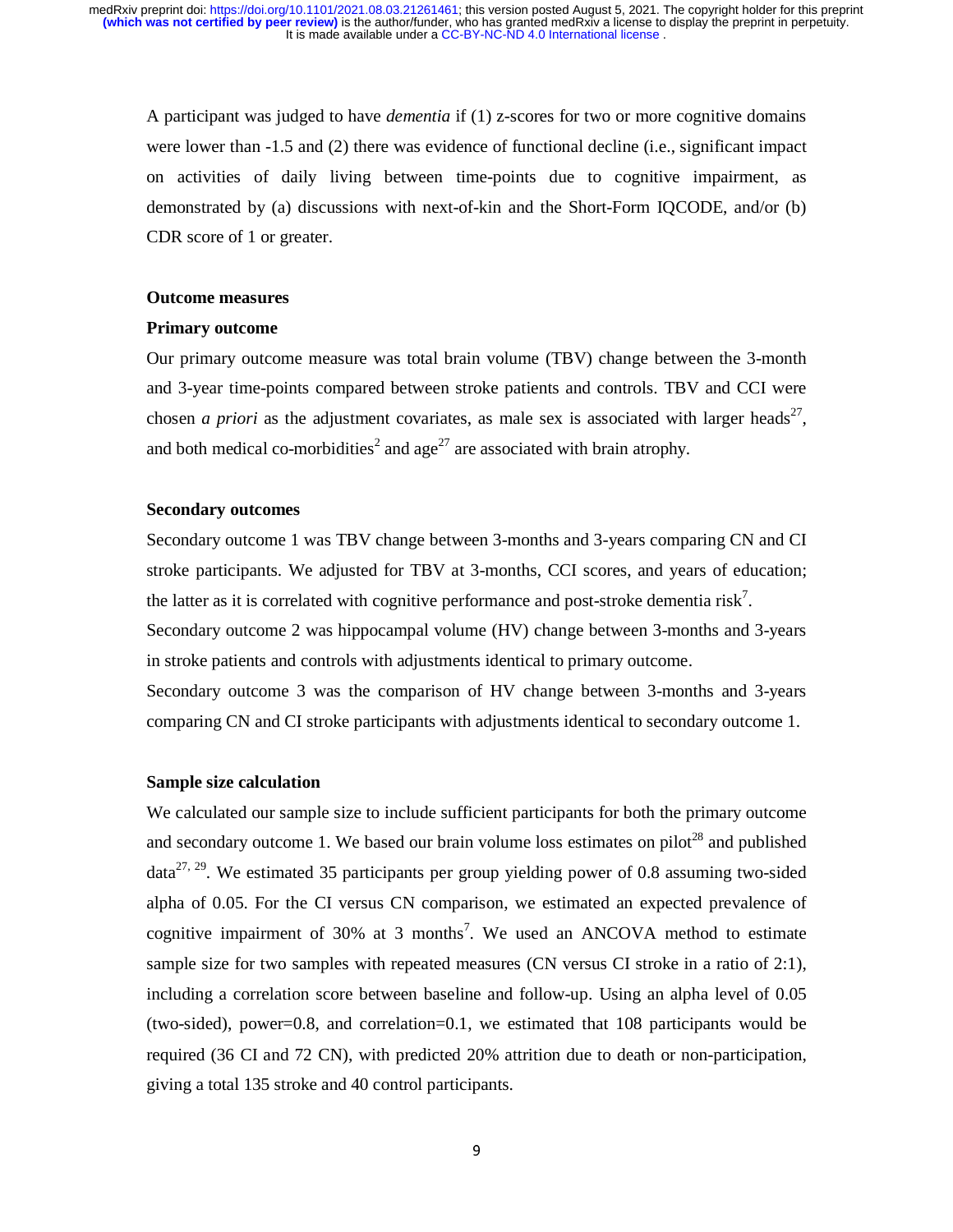A participant was judged to have *dementia* if (1) z-scores for two or more cognitive domains were lower than -1.5 and (2) there was evidence of functional decline (i.e., significant impact on activities of daily living between time-points due to cognitive impairment, as demonstrated by (a) discussions with next-of-kin and the Short-Form IQCODE, and/or (b) CDR score of 1 or greater.

## Outcome measures

### Primary outcome

Our primary outcome measure was total brain volume (TBV) change between the 3-month and 3-year time-points compared between stroke patients and controls. TBV and CCI were chosen *a priori* as the adjustment covariates, as male sex is associated with larger heads[27], and both medical co-morbidities[2] and age[27] are associated with brain atrophy.

### Secondary outcomes

Secondary outcome 1 was TBV change between 3-months and 3-years comparing CN and CI stroke participants. We adjusted for TBV at 3-months, CCI scores, and years of education; the latter as it is correlated with cognitive performance and post-stroke dementia risk[7].

Secondary outcome 2 was hippocampal volume (HV) change between 3-months and 3-years in stroke patients and controls with adjustments identical to primary outcome.

Secondary outcome 3 was the comparison of HV change between 3-months and 3-years comparing CN and CI stroke participants with adjustments identical to secondary outcome 1.

### Sample size calculation

We calculated our sample size to include sufficient participants for both the primary outcome and secondary outcome 1. We based our brain volume loss estimates on pilot[28] and published data[27, 29]. We estimated 35 participants per group yielding power of 0.8 assuming two-sided alpha of 0.05. For the CI versus CN comparison, we estimated an expected prevalence of cognitive impairment of 30% at 3 months[7]. We used an ANCOVA method to estimate sample size for two samples with repeated measures (CN versus CI stroke in a ratio of 2:1), including a correlation score between baseline and follow-up. Using an alpha level of 0.05 (two-sided), power=0.8, and correlation=0.1, we estimated that 108 participants would be required (36 CI and 72 CN), with predicted 20% attrition due to death or non-participation, giving a total 135 stroke and 40 control participants.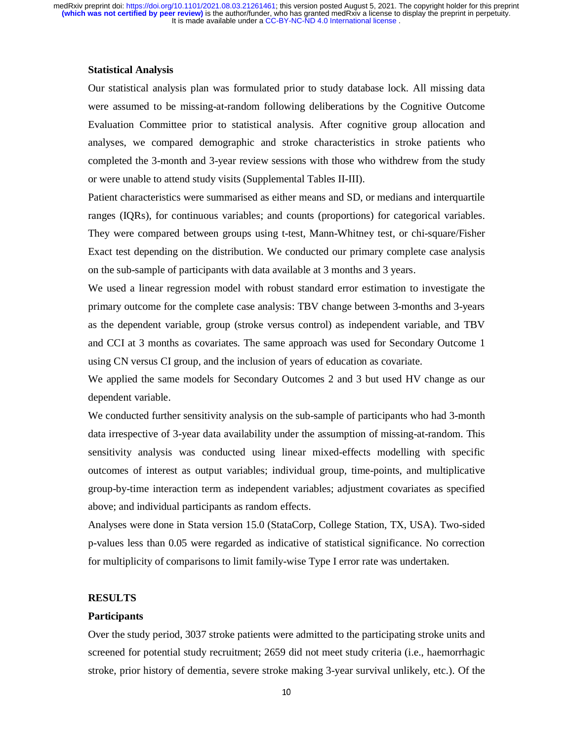### Statistical Analysis

Our statistical analysis plan was formulated prior to study database lock. All missing data were assumed to be missing-at-random following deliberations by the Cognitive Outcome Evaluation Committee prior to statistical analysis. After cognitive group allocation and analyses, we compared demographic and stroke characteristics in stroke patients who completed the 3-month and 3-year review sessions with those who withdrew from the study or were unable to attend study visits (Supplemental Tables II-III).

Patient characteristics were summarised as either means and SD, or medians and interquartile ranges (IQRs), for continuous variables; and counts (proportions) for categorical variables. They were compared between groups using t-test, Mann-Whitney test, or chi-square/Fisher Exact test depending on the distribution. We conducted our primary complete case analysis on the sub-sample of participants with data available at 3 months and 3 years.

We used a linear regression model with robust standard error estimation to investigate the primary outcome for the complete case analysis: TBV change between 3-months and 3-years as the dependent variable, group (stroke versus control) as independent variable, and TBV and CCI at 3 months as covariates. The same approach was used for Secondary Outcome 1 using CN versus CI group, and the inclusion of years of education as covariate.

We applied the same models for Secondary Outcomes 2 and 3 but used HV change as our dependent variable.

We conducted further sensitivity analysis on the sub-sample of participants who had 3-month data irrespective of 3-year data availability under the assumption of missing-at-random. This sensitivity analysis was conducted using linear mixed-effects modelling with specific outcomes of interest as output variables; individual group, time-points, and multiplicative group-by-time interaction term as independent variables; adjustment covariates as specified above; and individual participants as random effects.

Analyses were done in Stata version 15.0 (StataCorp, College Station, TX, USA). Two-sided p-values less than 0.05 were regarded as indicative of statistical significance. No correction for multiplicity of comparisons to limit family-wise Type I error rate was undertaken.

## RESULTS

### Participants

Over the study period, 3037 stroke patients were admitted to the participating stroke units and screened for potential study recruitment; 2659 did not meet study criteria (i.e., haemorrhagic stroke, prior history of dementia, severe stroke making 3-year survival unlikely, etc.). Of the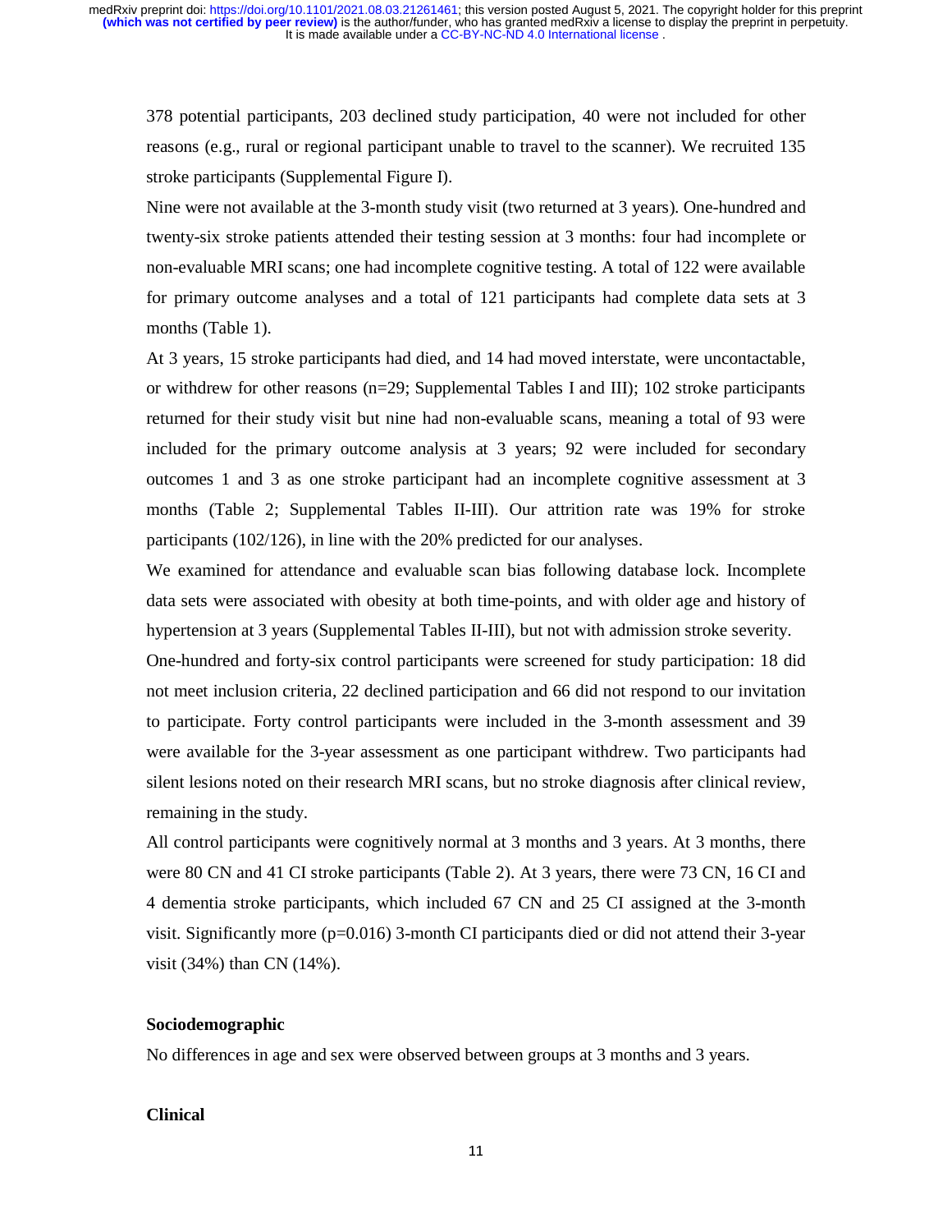378 potential participants, 203 declined study participation, 40 were not included for other reasons (e.g., rural or regional participant unable to travel to the scanner). We recruited 135 stroke participants (Supplemental Figure I).

Nine were not available at the 3-month study visit (two returned at 3 years). One-hundred and twenty-six stroke patients attended their testing session at 3 months: four had incomplete or non-evaluable MRI scans; one had incomplete cognitive testing. A total of 122 were available for primary outcome analyses and a total of 121 participants had complete data sets at 3 months (Table 1).

At 3 years, 15 stroke participants had died, and 14 had moved interstate, were uncontactable, or withdrew for other reasons (n=29; Supplemental Tables I and III); 102 stroke participants returned for their study visit but nine had non-evaluable scans, meaning a total of 93 were included for the primary outcome analysis at 3 years; 92 were included for secondary outcomes 1 and 3 as one stroke participant had an incomplete cognitive assessment at 3 months (Table 2; Supplemental Tables II-III). Our attrition rate was 19% for stroke participants (102/126), in line with the 20% predicted for our analyses.

We examined for attendance and evaluable scan bias following database lock. Incomplete data sets were associated with obesity at both time-points, and with older age and history of hypertension at 3 years (Supplemental Tables II-III), but not with admission stroke severity.

One-hundred and forty-six control participants were screened for study participation: 18 did not meet inclusion criteria, 22 declined participation and 66 did not respond to our invitation to participate. Forty control participants were included in the 3-month assessment and 39 were available for the 3-year assessment as one participant withdrew. Two participants had silent lesions noted on their research MRI scans, but no stroke diagnosis after clinical review, remaining in the study.

All control participants were cognitively normal at 3 months and 3 years. At 3 months, there were 80 CN and 41 CI stroke participants (Table 2). At 3 years, there were 73 CN, 16 CI and 4 dementia stroke participants, which included 67 CN and 25 CI assigned at the 3-month visit. Significantly more (p=0.016) 3-month CI participants died or did not attend their 3-year visit (34%) than CN (14%).

### Sociodemographic

No differences in age and sex were observed between groups at 3 months and 3 years.

### Clinical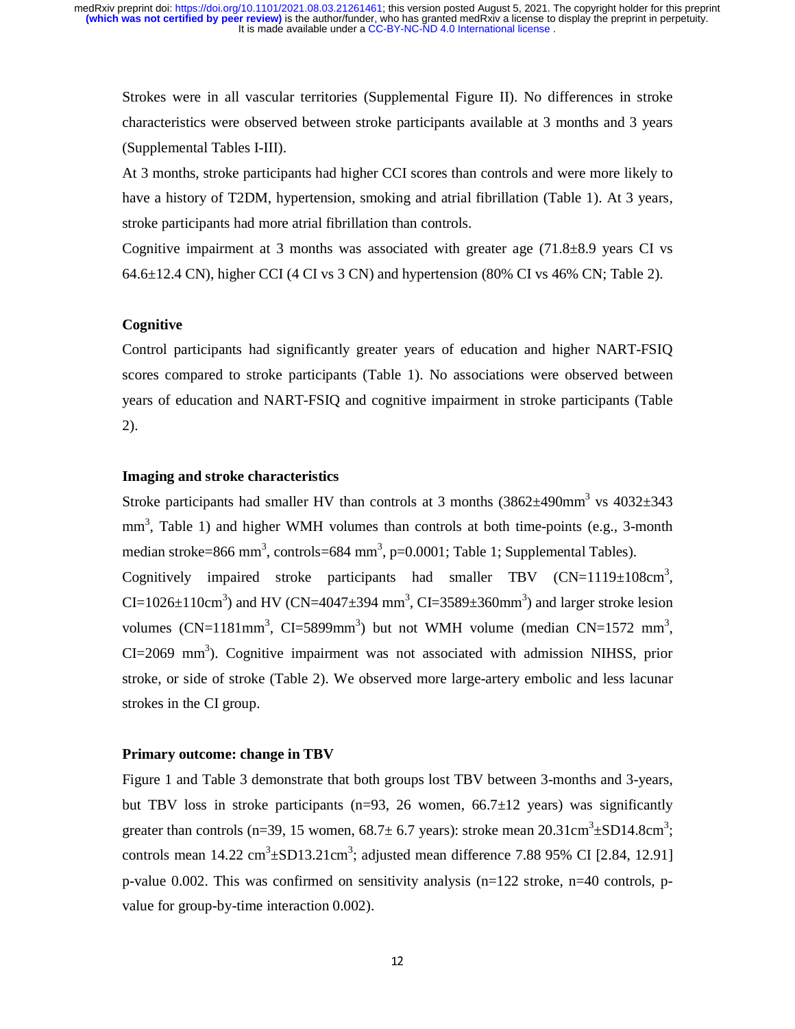Strokes were in all vascular territories (Supplemental Figure II). No differences in stroke characteristics were observed between stroke participants available at 3 months and 3 years (Supplemental Tables I-III).

At 3 months, stroke participants had higher CCI scores than controls and were more likely to have a history of T2DM, hypertension, smoking and atrial fibrillation (Table 1). At 3 years, stroke participants had more atrial fibrillation than controls.

Cognitive impairment at 3 months was associated with greater age (71.8±8.9 years CI vs 64.6±12.4 CN), higher CCI (4 CI vs 3 CN) and hypertension (80% CI vs 46% CN; Table 2).

### Cognitive

Control participants had significantly greater years of education and higher NART-FSIQ scores compared to stroke participants (Table 1). No associations were observed between years of education and NART-FSIQ and cognitive impairment in stroke participants (Table 2).

### Imaging and stroke characteristics

Stroke participants had smaller HV than controls at 3 months (3862±490mm$^3$ vs 4032±343 mm$^3$, Table 1) and higher WMH volumes than controls at both time-points (e.g., 3-month median stroke=866 mm$^3$, controls=684 mm$^3$, p=0.0001; Table 1; Supplemental Tables).

Cognitively impaired stroke participants had smaller TBV (CN=1119±108cm$^3$, CI=1026±110cm$^3$) and HV (CN=4047±394 mm$^3$, CI=3589±360mm$^3$) and larger stroke lesion volumes (CN=1181mm$^3$, CI=5899mm$^3$) but not WMH volume (median CN=1572 mm$^3$, CI=2069 mm$^3$). Cognitive impairment was not associated with admission NIHSS, prior stroke, or side of stroke (Table 2). We observed more large-artery embolic and less lacunar strokes in the CI group.

### Primary outcome: change in TBV

Figure 1 and Table 3 demonstrate that both groups lost TBV between 3-months and 3-years, but TBV loss in stroke participants (n=93, 26 women, 66.7±12 years) was significantly greater than controls (n=39, 15 women, 68.7± 6.7 years): stroke mean 20.31cm$^3$±SD14.8cm$^3$; controls mean 14.22 cm$^3$±SD13.21cm$^3$; adjusted mean difference 7.88 95% CI [2.84, 12.91] p-value 0.002. This was confirmed on sensitivity analysis (n=122 stroke, n=40 controls, p-value for group-by-time interaction 0.002).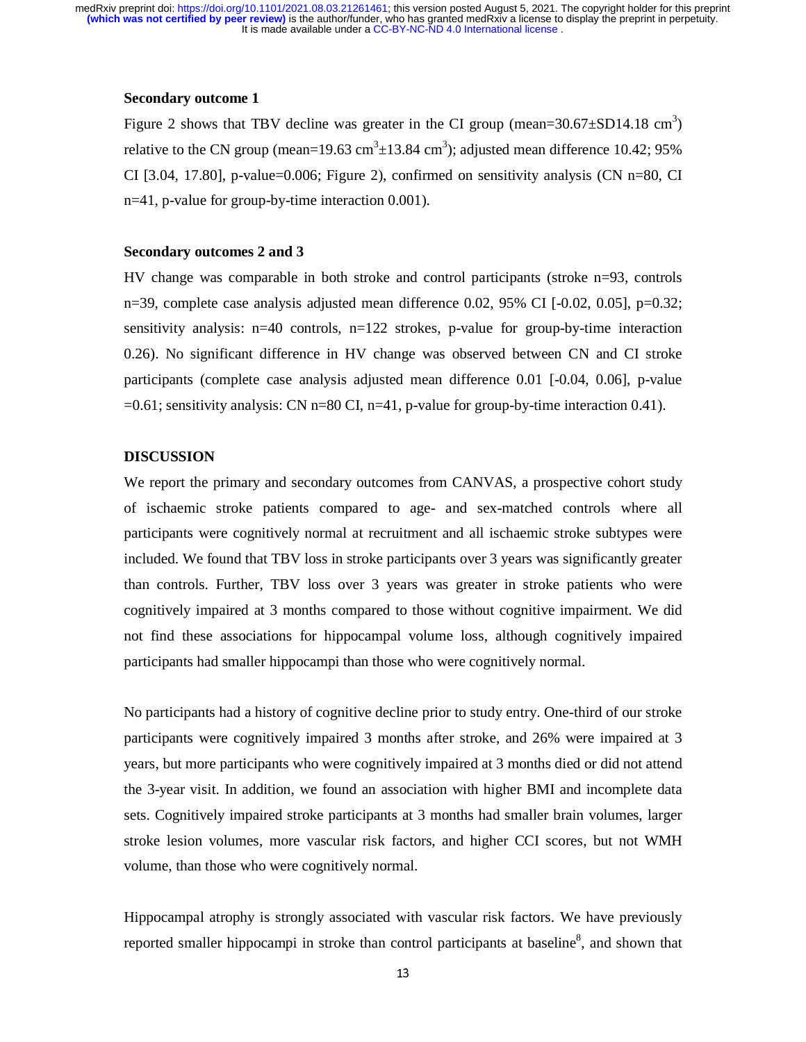**Secondary outcome 1**

Figure 2 shows that TBV decline was greater in the CI group (mean=30.67±SD14.18 $cm^3$) relative to the CN group (mean=19.63 $cm^3$±13.84 $cm^3$); adjusted mean difference 10.42; 95% CI [3.04, 17.80], p-value=0.006; Figure 2), confirmed on sensitivity analysis (CN n=80, CI n=41, p-value for group-by-time interaction 0.001).

**Secondary outcomes 2 and 3**

HV change was comparable in both stroke and control participants (stroke n=93, controls n=39, complete case analysis adjusted mean difference 0.02, 95% CI [-0.02, 0.05], p=0.32; sensitivity analysis: n=40 controls, n=122 strokes, p-value for group-by-time interaction 0.26). No significant difference in HV change was observed between CN and CI stroke participants (complete case analysis adjusted mean difference 0.01 [-0.04, 0.06], p-value =0.61; sensitivity analysis: CN n=80 CI, n=41, p-value for group-by-time interaction 0.41).

## DISCUSSION

We report the primary and secondary outcomes from CANVAS, a prospective cohort study of ischaemic stroke patients compared to age- and sex-matched controls where all participants were cognitively normal at recruitment and all ischaemic stroke subtypes were included. We found that TBV loss in stroke participants over 3 years was significantly greater than controls. Further, TBV loss over 3 years was greater in stroke patients who were cognitively impaired at 3 months compared to those without cognitive impairment. We did not find these associations for hippocampal volume loss, although cognitively impaired participants had smaller hippocampi than those who were cognitively normal.

No participants had a history of cognitive decline prior to study entry. One-third of our stroke participants were cognitively impaired 3 months after stroke, and 26% were impaired at 3 years, but more participants who were cognitively impaired at 3 months died or did not attend the 3-year visit. In addition, we found an association with higher BMI and incomplete data sets. Cognitively impaired stroke participants at 3 months had smaller brain volumes, larger stroke lesion volumes, more vascular risk factors, and higher CCI scores, but not WMH volume, than those who were cognitively normal.

Hippocampal atrophy is strongly associated with vascular risk factors. We have previously reported smaller hippocampi in stroke than control participants at baseline[8], and shown that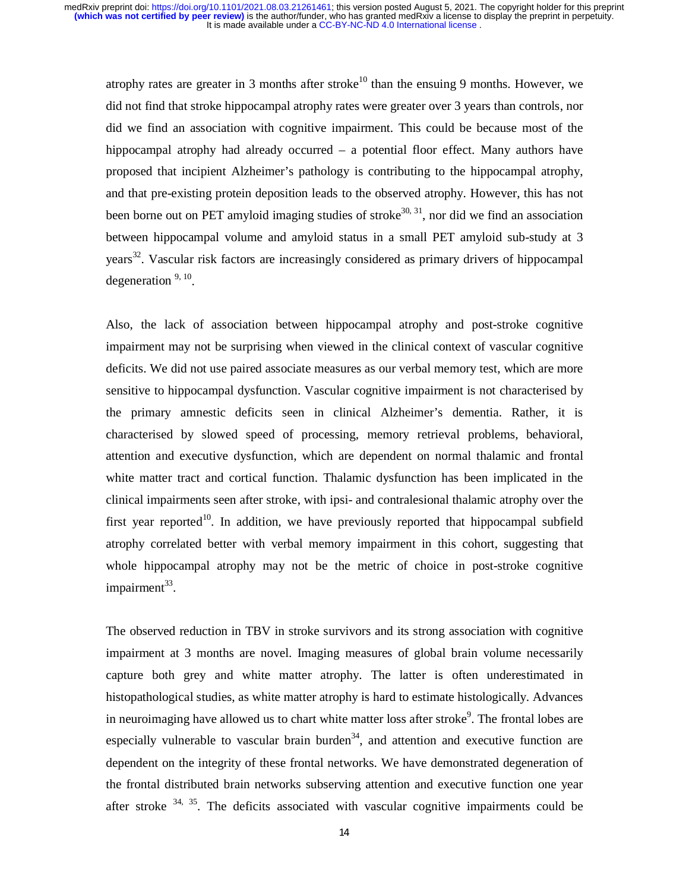atrophy rates are greater in 3 months after stroke[10] than the ensuing 9 months. However, we did not find that stroke hippocampal atrophy rates were greater over 3 years than controls, nor did we find an association with cognitive impairment. This could be because most of the hippocampal atrophy had already occurred – a potential floor effect. Many authors have proposed that incipient Alzheimer's pathology is contributing to the hippocampal atrophy, and that pre-existing protein deposition leads to the observed atrophy. However, this has not been borne out on PET amyloid imaging studies of stroke[30, 31], nor did we find an association between hippocampal volume and amyloid status in a small PET amyloid sub-study at 3 years[32]. Vascular risk factors are increasingly considered as primary drivers of hippocampal degeneration [9, 10].

Also, the lack of association between hippocampal atrophy and post-stroke cognitive impairment may not be surprising when viewed in the clinical context of vascular cognitive deficits. We did not use paired associate measures as our verbal memory test, which are more sensitive to hippocampal dysfunction. Vascular cognitive impairment is not characterised by the primary amnestic deficits seen in clinical Alzheimer's dementia. Rather, it is characterised by slowed speed of processing, memory retrieval problems, behavioral, attention and executive dysfunction, which are dependent on normal thalamic and frontal white matter tract and cortical function. Thalamic dysfunction has been implicated in the clinical impairments seen after stroke, with ipsi- and contralesional thalamic atrophy over the first year reported[10]. In addition, we have previously reported that hippocampal subfield atrophy correlated better with verbal memory impairment in this cohort, suggesting that whole hippocampal atrophy may not be the metric of choice in post-stroke cognitive impairment[33].

The observed reduction in TBV in stroke survivors and its strong association with cognitive impairment at 3 months are novel. Imaging measures of global brain volume necessarily capture both grey and white matter atrophy. The latter is often underestimated in histopathological studies, as white matter atrophy is hard to estimate histologically. Advances in neuroimaging have allowed us to chart white matter loss after stroke[9]. The frontal lobes are especially vulnerable to vascular brain burden[34], and attention and executive function are dependent on the integrity of these frontal networks. We have demonstrated degeneration of the frontal distributed brain networks subserving attention and executive function one year after stroke [34, 35]. The deficits associated with vascular cognitive impairments could be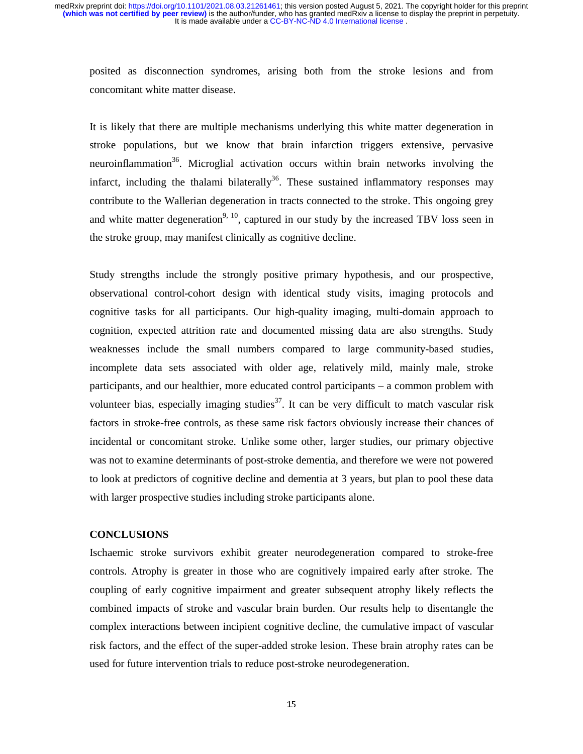posited as disconnection syndromes, arising both from the stroke lesions and from concomitant white matter disease.

It is likely that there are multiple mechanisms underlying this white matter degeneration in stroke populations, but we know that brain infarction triggers extensive, pervasive neuroinflammation[36]. Microglial activation occurs within brain networks involving the infarct, including the thalami bilaterally[36]. These sustained inflammatory responses may contribute to the Wallerian degeneration in tracts connected to the stroke. This ongoing grey and white matter degeneration[9, 10], captured in our study by the increased TBV loss seen in the stroke group, may manifest clinically as cognitive decline.

Study strengths include the strongly positive primary hypothesis, and our prospective, observational control-cohort design with identical study visits, imaging protocols and cognitive tasks for all participants. Our high-quality imaging, multi-domain approach to cognition, expected attrition rate and documented missing data are also strengths. Study weaknesses include the small numbers compared to large community-based studies, incomplete data sets associated with older age, relatively mild, mainly male, stroke participants, and our healthier, more educated control participants – a common problem with volunteer bias, especially imaging studies[37]. It can be very difficult to match vascular risk factors in stroke-free controls, as these same risk factors obviously increase their chances of incidental or concomitant stroke. Unlike some other, larger studies, our primary objective was not to examine determinants of post-stroke dementia, and therefore we were not powered to look at predictors of cognitive decline and dementia at 3 years, but plan to pool these data with larger prospective studies including stroke participants alone.

## CONCLUSIONS

Ischaemic stroke survivors exhibit greater neurodegeneration compared to stroke-free controls. Atrophy is greater in those who are cognitively impaired early after stroke. The coupling of early cognitive impairment and greater subsequent atrophy likely reflects the combined impacts of stroke and vascular brain burden. Our results help to disentangle the complex interactions between incipient cognitive decline, the cumulative impact of vascular risk factors, and the effect of the super-added stroke lesion. These brain atrophy rates can be used for future intervention trials to reduce post-stroke neurodegeneration.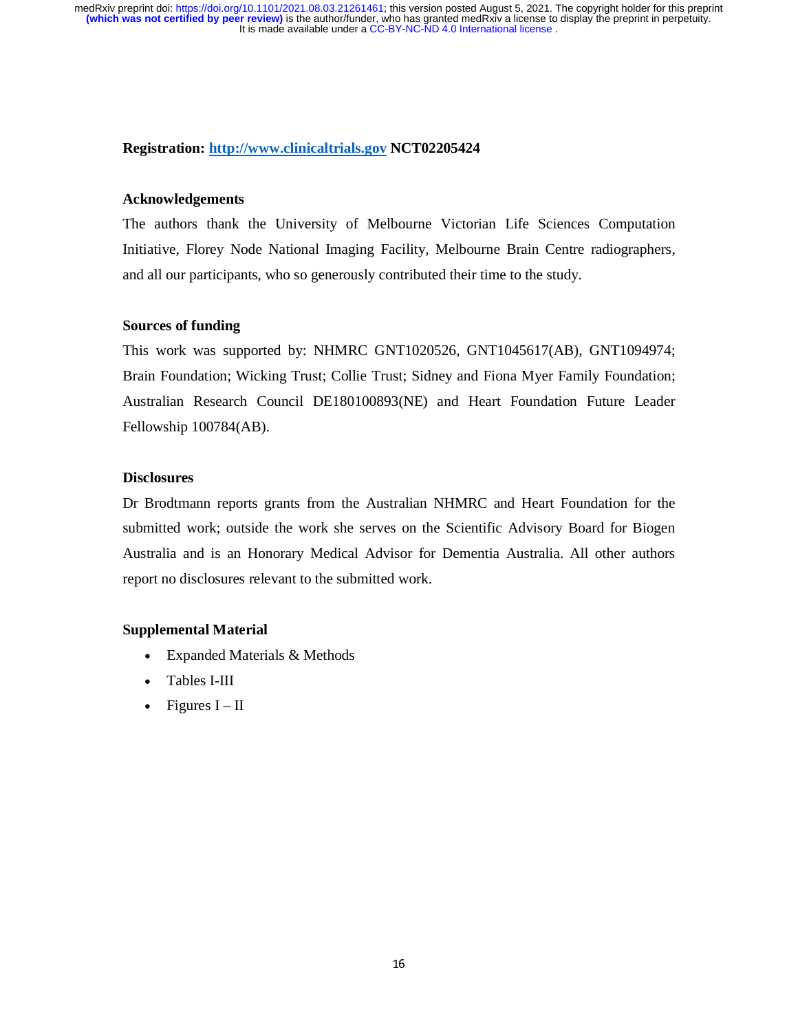**Registration:** http://www.clinicaltrials.gov **NCT02205424**

## Acknowledgements

The authors thank the University of Melbourne Victorian Life Sciences Computation Initiative, Florey Node National Imaging Facility, Melbourne Brain Centre radiographers, and all our participants, who so generously contributed their time to the study.

## Sources of funding

This work was supported by: NHMRC GNT1020526, GNT1045617(AB), GNT1094974; Brain Foundation; Wicking Trust; Collie Trust; Sidney and Fiona Myer Family Foundation; Australian Research Council DE180100893(NE) and Heart Foundation Future Leader Fellowship 100784(AB).

## Disclosures

Dr Brodtmann reports grants from the Australian NHMRC and Heart Foundation for the submitted work; outside the work she serves on the Scientific Advisory Board for Biogen Australia and is an Honorary Medical Advisor for Dementia Australia. All other authors report no disclosures relevant to the submitted work.

## Supplemental Material

- Expanded Materials & Methods
- Tables I-III
- Figures I – II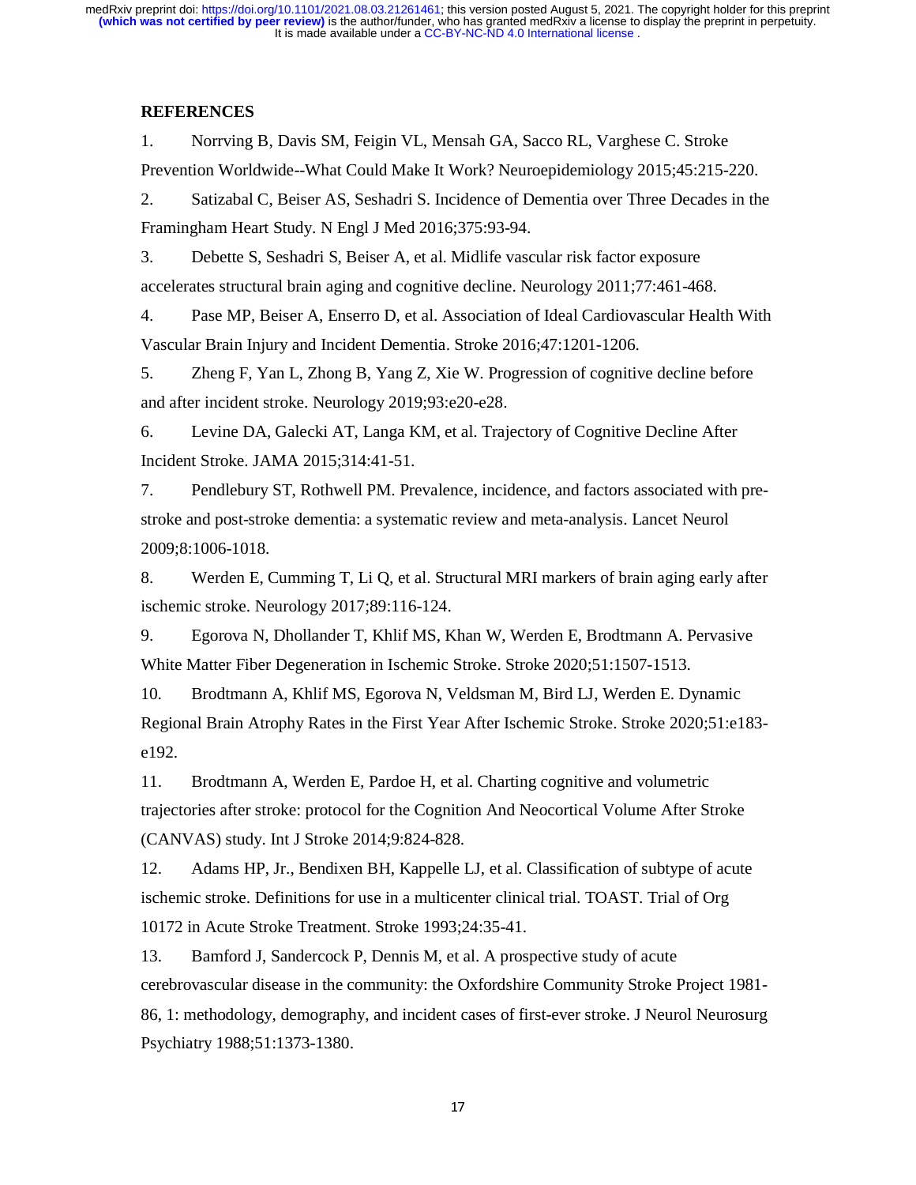## REFERENCES

1. Norrving B, Davis SM, Feigin VL, Mensah GA, Sacco RL, Varghese C. Stroke Prevention Worldwide--What Could Make It Work? Neuroepidemiology 2015;45:215-220.
2. Satizabal C, Beiser AS, Seshadri S. Incidence of Dementia over Three Decades in the Framingham Heart Study. N Engl J Med 2016;375:93-94.
3. Debette S, Seshadri S, Beiser A, et al. Midlife vascular risk factor exposure accelerates structural brain aging and cognitive decline. Neurology 2011;77:461-468.
4. Pase MP, Beiser A, Enserro D, et al. Association of Ideal Cardiovascular Health With Vascular Brain Injury and Incident Dementia. Stroke 2016;47:1201-1206.
5. Zheng F, Yan L, Zhong B, Yang Z, Xie W. Progression of cognitive decline before and after incident stroke. Neurology 2019;93:e20-e28.
6. Levine DA, Galecki AT, Langa KM, et al. Trajectory of Cognitive Decline After Incident Stroke. JAMA 2015;314:41-51.
7. Pendlebury ST, Rothwell PM. Prevalence, incidence, and factors associated with pre-stroke and post-stroke dementia: a systematic review and meta-analysis. Lancet Neurol 2009;8:1006-1018.
8. Werden E, Cumming T, Li Q, et al. Structural MRI markers of brain aging early after ischemic stroke. Neurology 2017;89:116-124.
9. Egorova N, Dhollander T, Khlif MS, Khan W, Werden E, Brodtmann A. Pervasive White Matter Fiber Degeneration in Ischemic Stroke. Stroke 2020;51:1507-1513.
10. Brodtmann A, Khlif MS, Egorova N, Veldsman M, Bird LJ, Werden E. Dynamic Regional Brain Atrophy Rates in the First Year After Ischemic Stroke. Stroke 2020;51:e183-e192.
11. Brodtmann A, Werden E, Pardoe H, et al. Charting cognitive and volumetric trajectories after stroke: protocol for the Cognition And Neocortical Volume After Stroke (CANVAS) study. Int J Stroke 2014;9:824-828.
12. Adams HP, Jr., Bendixen BH, Kappelle LJ, et al. Classification of subtype of acute ischemic stroke. Definitions for use in a multicenter clinical trial. TOAST. Trial of Org 10172 in Acute Stroke Treatment. Stroke 1993;24:35-41.
13. Bamford J, Sandercock P, Dennis M, et al. A prospective study of acute cerebrovascular disease in the community: the Oxfordshire Community Stroke Project 1981-86, 1: methodology, demography, and incident cases of first-ever stroke. J Neurol Neurosurg Psychiatry 1988;51:1373-1380.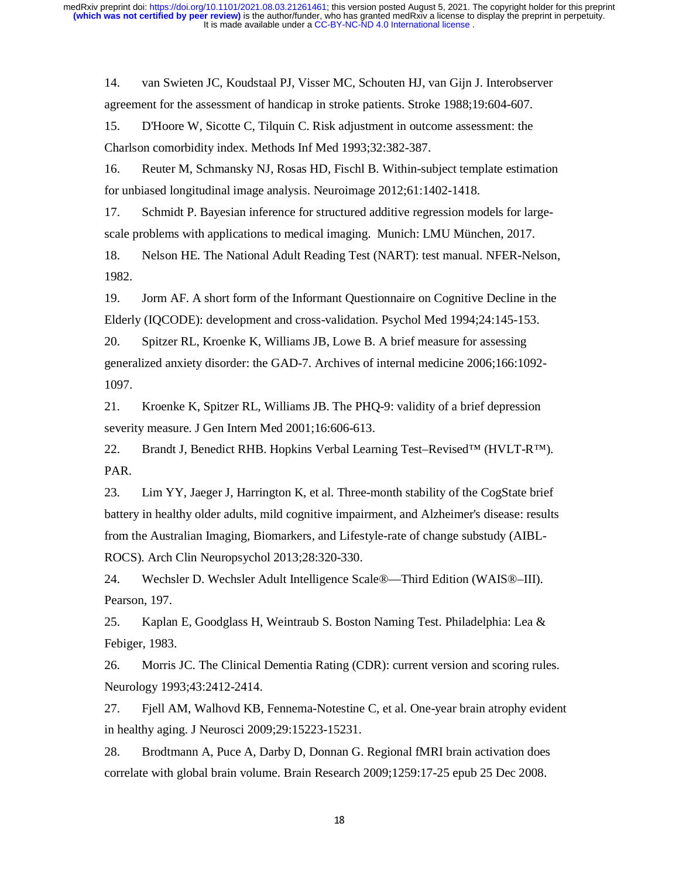14. van Swieten JC, Koudstaal PJ, Visser MC, Schouten HJ, van Gijn J. Interobserver agreement for the assessment of handicap in stroke patients. Stroke 1988;19:604-607.

15. D'Hoore W, Sicotte C, Tilquin C. Risk adjustment in outcome assessment: the Charlson comorbidity index. Methods Inf Med 1993;32:382-387.

16. Reuter M, Schmansky NJ, Rosas HD, Fischl B. Within-subject template estimation for unbiased longitudinal image analysis. Neuroimage 2012;61:1402-1418.

17. Schmidt P. Bayesian inference for structured additive regression models for large-scale problems with applications to medical imaging. Munich: LMU München, 2017.

18. Nelson HE. The National Adult Reading Test (NART): test manual. NFER-Nelson, 1982.

19. Jorm AF. A short form of the Informant Questionnaire on Cognitive Decline in the Elderly (IQCODE): development and cross-validation. Psychol Med 1994;24:145-153.

20. Spitzer RL, Kroenke K, Williams JB, Lowe B. A brief measure for assessing generalized anxiety disorder: the GAD-7. Archives of internal medicine 2006;166:1092-1097.

21. Kroenke K, Spitzer RL, Williams JB. The PHQ-9: validity of a brief depression severity measure. J Gen Intern Med 2001;16:606-613.

22. Brandt J, Benedict RHB. Hopkins Verbal Learning Test–Revised™ (HVLT-R™). PAR.

23. Lim YY, Jaeger J, Harrington K, et al. Three-month stability of the CogState brief battery in healthy older adults, mild cognitive impairment, and Alzheimer's disease: results from the Australian Imaging, Biomarkers, and Lifestyle-rate of change substudy (AIBL-ROCS). Arch Clin Neuropsychol 2013;28:320-330.

24. Wechsler D. Wechsler Adult Intelligence Scale®—Third Edition (WAIS®–III). Pearson, 197.

25. Kaplan E, Goodglass H, Weintraub S. Boston Naming Test. Philadelphia: Lea & Febiger, 1983.

26. Morris JC. The Clinical Dementia Rating (CDR): current version and scoring rules. Neurology 1993;43:2412-2414.

27. Fjell AM, Walhovd KB, Fennema-Notestine C, et al. One-year brain atrophy evident in healthy aging. J Neurosci 2009;29:15223-15231.

28. Brodtmann A, Puce A, Darby D, Donnan G. Regional fMRI brain activation does correlate with global brain volume. Brain Research 2009;1259:17-25 epub 25 Dec 2008.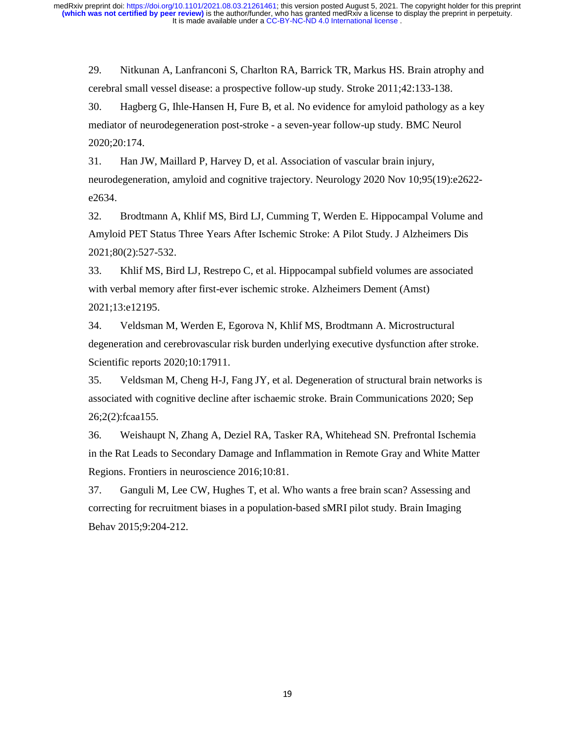29. Nitkunan A, Lanfranconi S, Charlton RA, Barrick TR, Markus HS. Brain atrophy and cerebral small vessel disease: a prospective follow-up study. Stroke 2011;42:133-138.

30. Hagberg G, Ihle-Hansen H, Fure B, et al. No evidence for amyloid pathology as a key mediator of neurodegeneration post-stroke - a seven-year follow-up study. BMC Neurol 2020;20:174.

31. Han JW, Maillard P, Harvey D, et al. Association of vascular brain injury, neurodegeneration, amyloid and cognitive trajectory. Neurology 2020 Nov 10;95(19):e2622-e2634.

32. Brodtmann A, Khlif MS, Bird LJ, Cumming T, Werden E. Hippocampal Volume and Amyloid PET Status Three Years After Ischemic Stroke: A Pilot Study. J Alzheimers Dis 2021;80(2):527-532.

33. Khlif MS, Bird LJ, Restrepo C, et al. Hippocampal subfield volumes are associated with verbal memory after first-ever ischemic stroke. Alzheimers Dement (Amst) 2021;13:e12195.

34. Veldsman M, Werden E, Egorova N, Khlif MS, Brodtmann A. Microstructural degeneration and cerebrovascular risk burden underlying executive dysfunction after stroke. Scientific reports 2020;10:17911.

35. Veldsman M, Cheng H-J, Fang JY, et al. Degeneration of structural brain networks is associated with cognitive decline after ischaemic stroke. Brain Communications 2020; Sep 26;2(2):fcaa155.

36. Weishaupt N, Zhang A, Deziel RA, Tasker RA, Whitehead SN. Prefrontal Ischemia in the Rat Leads to Secondary Damage and Inflammation in Remote Gray and White Matter Regions. Frontiers in neuroscience 2016;10:81.

37. Ganguli M, Lee CW, Hughes T, et al. Who wants a free brain scan? Assessing and correcting for recruitment biases in a population-based sMRI pilot study. Brain Imaging Behav 2015;9:204-212.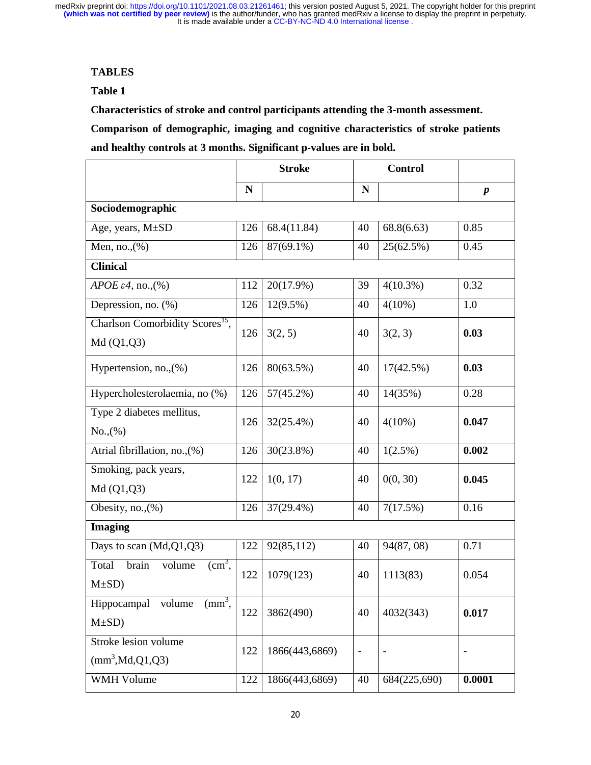# TABLES

## Table 1

**Characteristics of stroke and control participants attending the 3-month assessment. Comparison of demographic, imaging and cognitive characteristics of stroke patients and healthy controls at 3 months. Significant p-values are in bold.**

| | Stroke | | Control | | |
|---|---|---|---|---|---|
| | N | | N | | $p$ |
| **Sociodemographic** | | | | | |
| Age, years, M±SD | 126 | 68.4(11.84) | 40 | 68.8(6.63) | 0.85 |
| Men, no.,(%) | 126 | 87(69.1%) | 40 | 25(62.5%) | 0.45 |
| **Clinical** | | | | | |
| *APOE ε4*, no.,(%) | 112 | 20(17.9%) | 39 | 4(10.3%) | 0.32 |
| Depression, no. (%) | 126 | 12(9.5%) | 40 | 4(10%) | 1.0 |
| Charlson Comorbidity Scores[15], Md (Q1,Q3) | 126 | 3(2, 5) | 40 | 3(2, 3) | **0.03** |
| Hypertension, no.,(%) | 126 | 80(63.5%) | 40 | 17(42.5%) | **0.03** |
| Hypercholesterolaemia, no (%) | 126 | 57(45.2%) | 40 | 14(35%) | 0.28 |
| Type 2 diabetes mellitus, No.,(%) | 126 | 32(25.4%) | 40 | 4(10%) | **0.047** |
| Atrial fibrillation, no.,(%) | 126 | 30(23.8%) | 40 | 1(2.5%) | **0.002** |
| Smoking, pack years, Md (Q1,Q3) | 122 | 1(0, 17) | 40 | 0(0, 30) | **0.045** |
| Obesity, no.,(%) | 126 | 37(29.4%) | 40 | 7(17.5%) | 0.16 |
| **Imaging** | | | | | |
| Days to scan (Md,Q1,Q3) | 122 | 92(85,112) | 40 | 94(87, 08) | 0.71 |
| Total brain volume ($cm^3$, M±SD) | 122 | 1079(123) | 40 | 1113(83) | 0.054 |
| Hippocampal volume ($mm^3$, M±SD) | 122 | 3862(490) | 40 | 4032(343) | **0.017** |
| Stroke lesion volume ($mm^3$,Md,Q1,Q3) | 122 | 1866(443,6869) | - | - | - |
| WMH Volume | 122 | 1866(443,6869) | 40 | 684(225,690) | **0.0001** |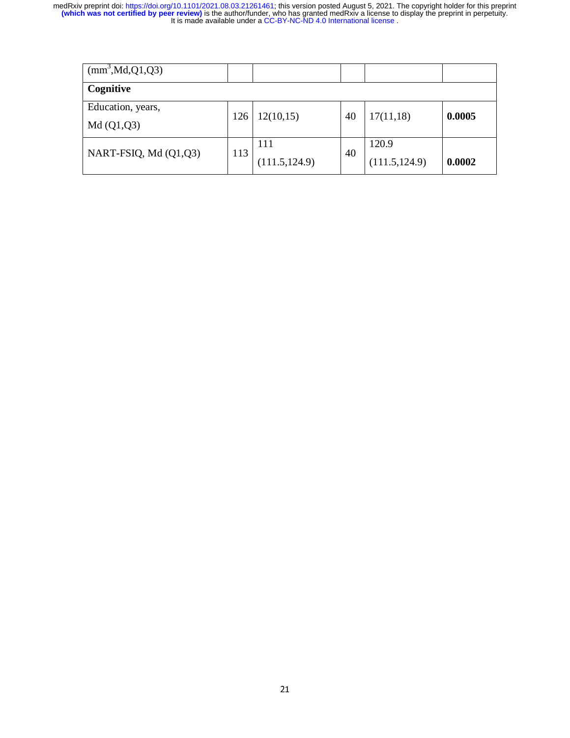| (mm$^3$,Md,Q1,Q3) | | | | | |
|---|---|---|---|---|---|
| **Cognitive** | | | | | |
| Education, years, Md (Q1,Q3) | 126 | 12(10,15) | 40 | 17(11,18) | **0.0005** |
| NART-FSIQ, Md (Q1,Q3) | 113 | 111 (111.5,124.9) | 40 | 120.9 (111.5,124.9) | **0.0002** |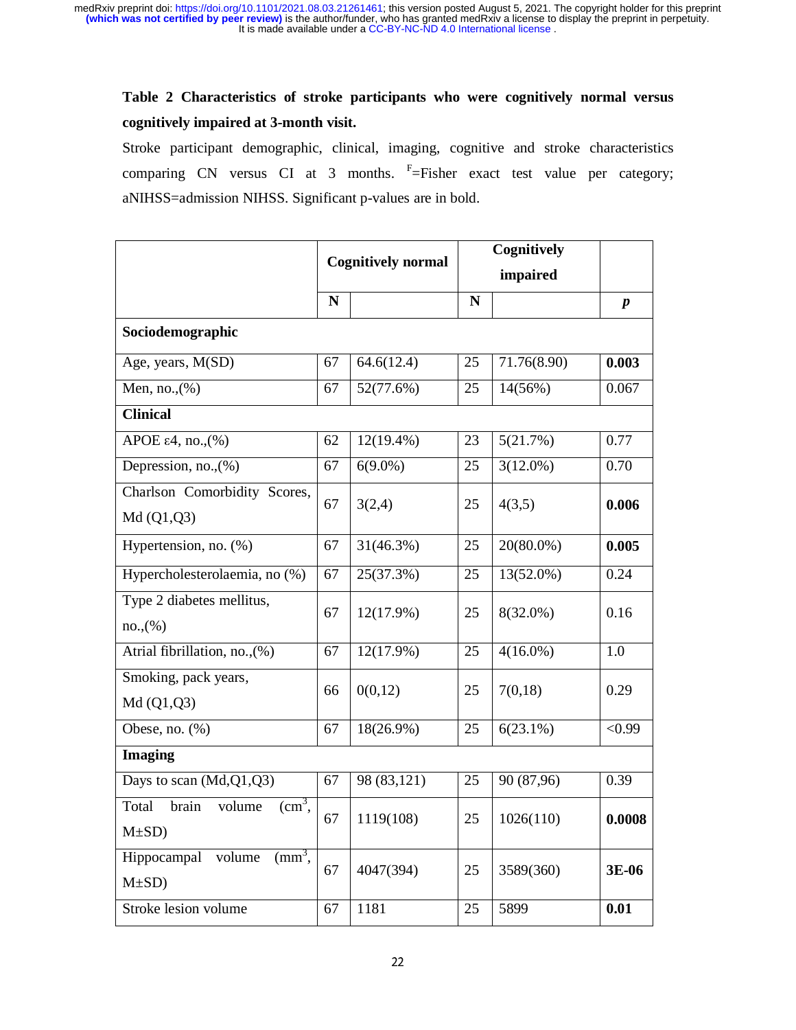**Table 2 Characteristics of stroke participants who were cognitively normal versus cognitively impaired at 3-month visit.**

Stroke participant demographic, clinical, imaging, cognitive and stroke characteristics comparing CN versus CI at 3 months. F=Fisher exact test value per category; aNIHSS=admission NIHSS. Significant p-values are in bold.

| | Cognitively normal | | Cognitively impaired | | |
|---|---|---|---|---|---|
| | N | | N | | *p* |
| **Sociodemographic** | | | | | |
| Age, years, M(SD) | 67 | 64.6(12.4) | 25 | 71.76(8.90) | **0.003** |
| Men, no.,(%) | 67 | 52(77.6%) | 25 | 14(56%) | 0.067 |
| **Clinical** | | | | | |
| APOE ε4, no.,(%) | 62 | 12(19.4%) | 23 | 5(21.7%) | 0.77 |
| Depression, no.,(%) | 67 | 6(9.0%) | 25 | 3(12.0%) | 0.70 |
| Charlson Comorbidity Scores, Md (Q1,Q3) | 67 | 3(2,4) | 25 | 4(3,5) | **0.006** |
| Hypertension, no. (%) | 67 | 31(46.3%) | 25 | 20(80.0%) | **0.005** |
| Hypercholesterolaemia, no (%) | 67 | 25(37.3%) | 25 | 13(52.0%) | 0.24 |
| Type 2 diabetes mellitus, no.,(%) | 67 | 12(17.9%) | 25 | 8(32.0%) | 0.16 |
| Atrial fibrillation, no.,(%) | 67 | 12(17.9%) | 25 | 4(16.0%) | 1.0 |
| Smoking, pack years, Md (Q1,Q3) | 66 | 0(0,12) | 25 | 7(0,18) | 0.29 |
| Obese, no. (%) | 67 | 18(26.9%) | 25 | 6(23.1%) | <0.99 |
| **Imaging** | | | | | |
| Days to scan (Md,Q1,Q3) | 67 | 98 (83,121) | 25 | 90 (87,96) | 0.39 |
| Total brain volume ($cm^3$, M±SD) | 67 | 1119(108) | 25 | 1026(110) | **0.0008** |
| Hippocampal volume ($mm^3$, M±SD) | 67 | 4047(394) | 25 | 3589(360) | **3E-06** |
| Stroke lesion volume | 67 | 1181 | 25 | 5899 | **0.01** |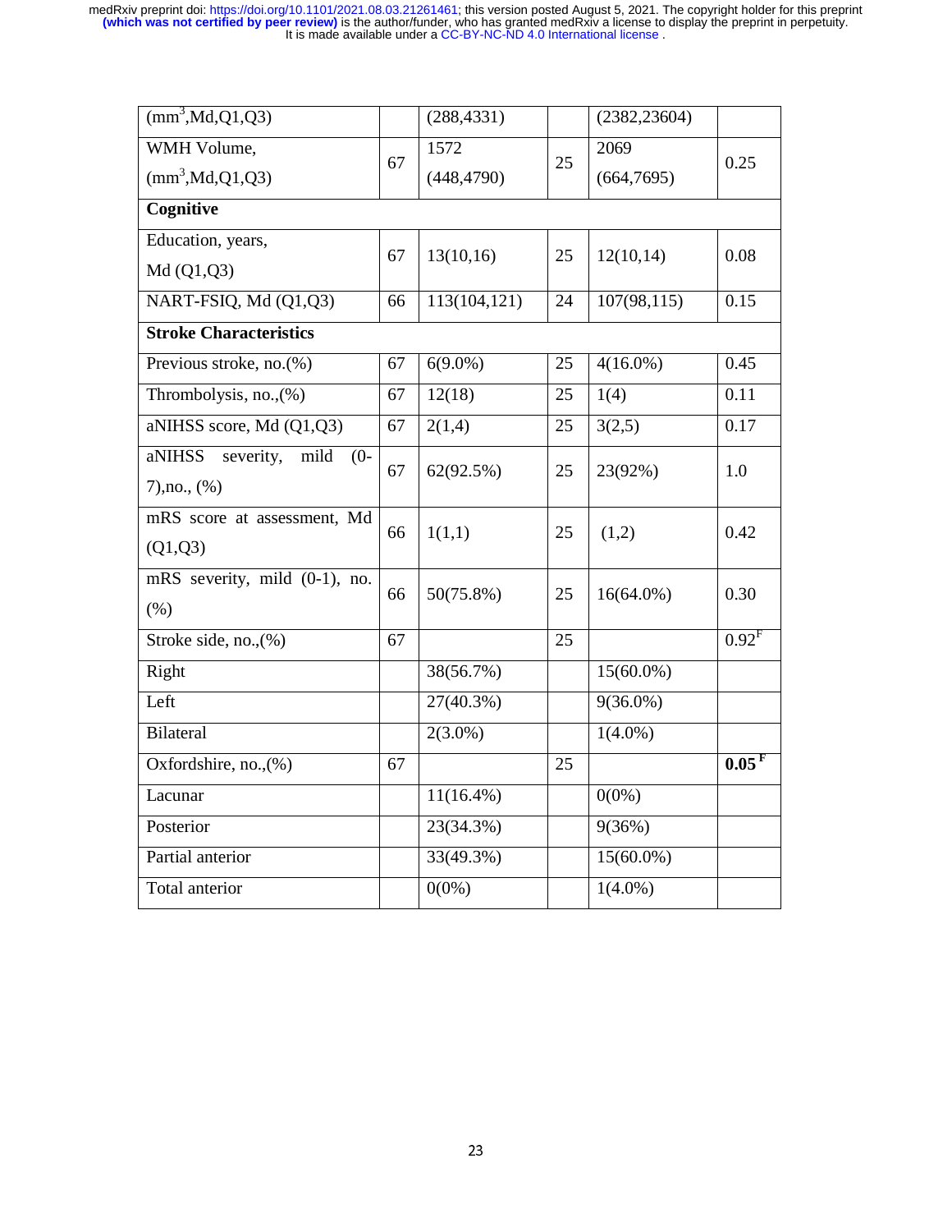| (mm$^3$,Md,Q1,Q3) | | (288,4331) | | (2382,23604) | |
|---|---|---|---|---|---|
| WMH Volume, (mm$^3$,Md,Q1,Q3) | 67 | 1572 (448,4790) | 25 | 2069 (664,7695) | 0.25 |
| **Cognitive** | | | | | |
| Education, years, Md (Q1,Q3) | 67 | 13(10,16) | 25 | 12(10,14) | 0.08 |
| NART-FSIQ, Md (Q1,Q3) | 66 | 113(104,121) | 24 | 107(98,115) | 0.15 |
| **Stroke Characteristics** | | | | | |
| Previous stroke, no.(%) | 67 | 6(9.0%) | 25 | 4(16.0%) | 0.45 |
| Thrombolysis, no.,(%) | 67 | 12(18) | 25 | 1(4) | 0.11 |
| aNIHSS score, Md (Q1,Q3) | 67 | 2(1,4) | 25 | 3(2,5) | 0.17 |
| aNIHSS severity, mild (0-7),no., (%) | 67 | 62(92.5%) | 25 | 23(92%) | 1.0 |
| mRS score at assessment, Md (Q1,Q3) | 66 | 1(1,1) | 25 | (1,2) | 0.42 |
| mRS severity, mild (0-1), no. (%) | 66 | 50(75.8%) | 25 | 16(64.0%) | 0.30 |
| Stroke side, no.,(%) | 67 | | 25 | | 0.92$^F$ |
| Right | | 38(56.7%) | | 15(60.0%) | |
| Left | | 27(40.3%) | | 9(36.0%) | |
| Bilateral | | 2(3.0%) | | 1(4.0%) | |
| Oxfordshire, no.,(%) | 67 | | 25 | | **0.05** $^F$ |
| Lacunar | | 11(16.4%) | | 0(0%) | |
| Posterior | | 23(34.3%) | | 9(36%) | |
| Partial anterior | | 33(49.3%) | | 15(60.0%) | |
| Total anterior | | 0(0%) | | 1(4.0%) | |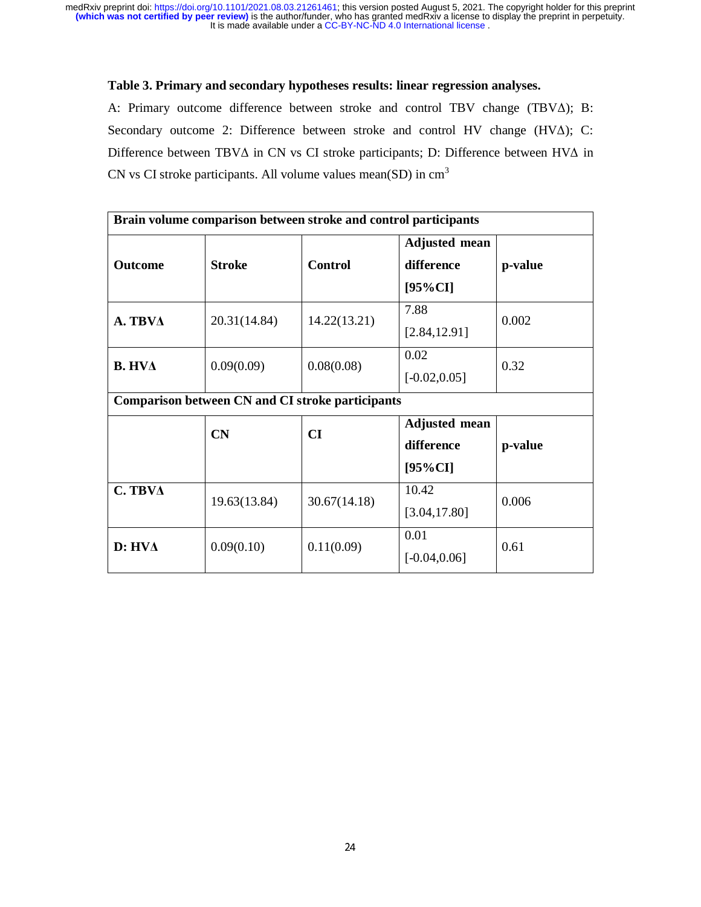**Table 3. Primary and secondary hypotheses results: linear regression analyses.**

A: Primary outcome difference between stroke and control TBV change (TBVΔ); B: Secondary outcome 2: Difference between stroke and control HV change (HVΔ); C: Difference between TBVΔ in CN vs CI stroke participants; D: Difference between HVΔ in CN vs CI stroke participants. All volume values mean(SD) in $cm^3$

| **Brain volume comparison between stroke and control participants** | | | | |
|---|---|---|---|---|
| **Outcome** | **Stroke** | **Control** | **Adjusted mean difference [95%CI]** | **p-value** |
| **A. TBVΔ** | 20.31(14.84) | 14.22(13.21) | 7.88 [2.84,12.91] | 0.002 |
| **B. HVΔ** | 0.09(0.09) | 0.08(0.08) | 0.02 [-0.02,0.05] | 0.32 |
| **Comparison between CN and CI stroke participants** | | | | |
| | **CN** | **CI** | **Adjusted mean difference [95%CI]** | **p-value** |
| **C. TBVΔ** | 19.63(13.84) | 30.67(14.18) | 10.42 [3.04,17.80] | 0.006 |
| **D: HVΔ** | 0.09(0.10) | 0.11(0.09) | 0.01 [-0.04,0.06] | 0.61 |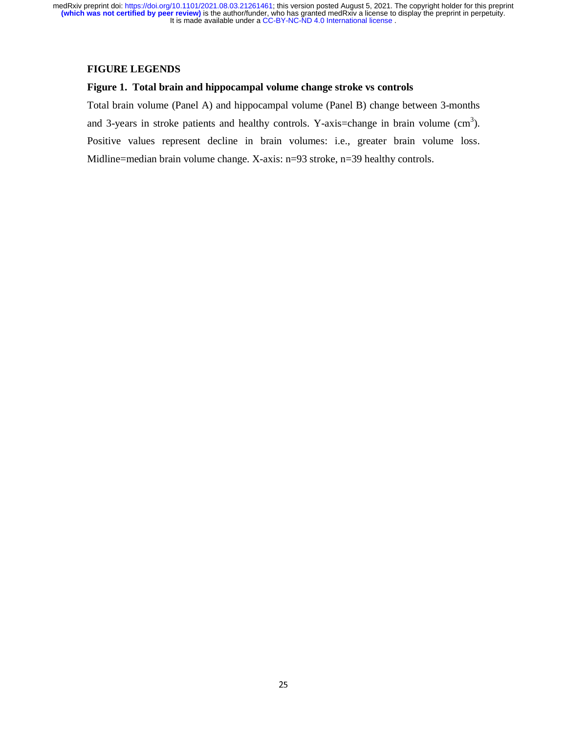## FIGURE LEGENDS

### Figure 1. Total brain and hippocampal volume change stroke vs controls

Total brain volume (Panel A) and hippocampal volume (Panel B) change between 3-months and 3-years in stroke patients and healthy controls. Y-axis=change in brain volume ($cm^3$). Positive values represent decline in brain volumes: i.e., greater brain volume loss. Midline=median brain volume change. X-axis: n=93 stroke, n=39 healthy controls.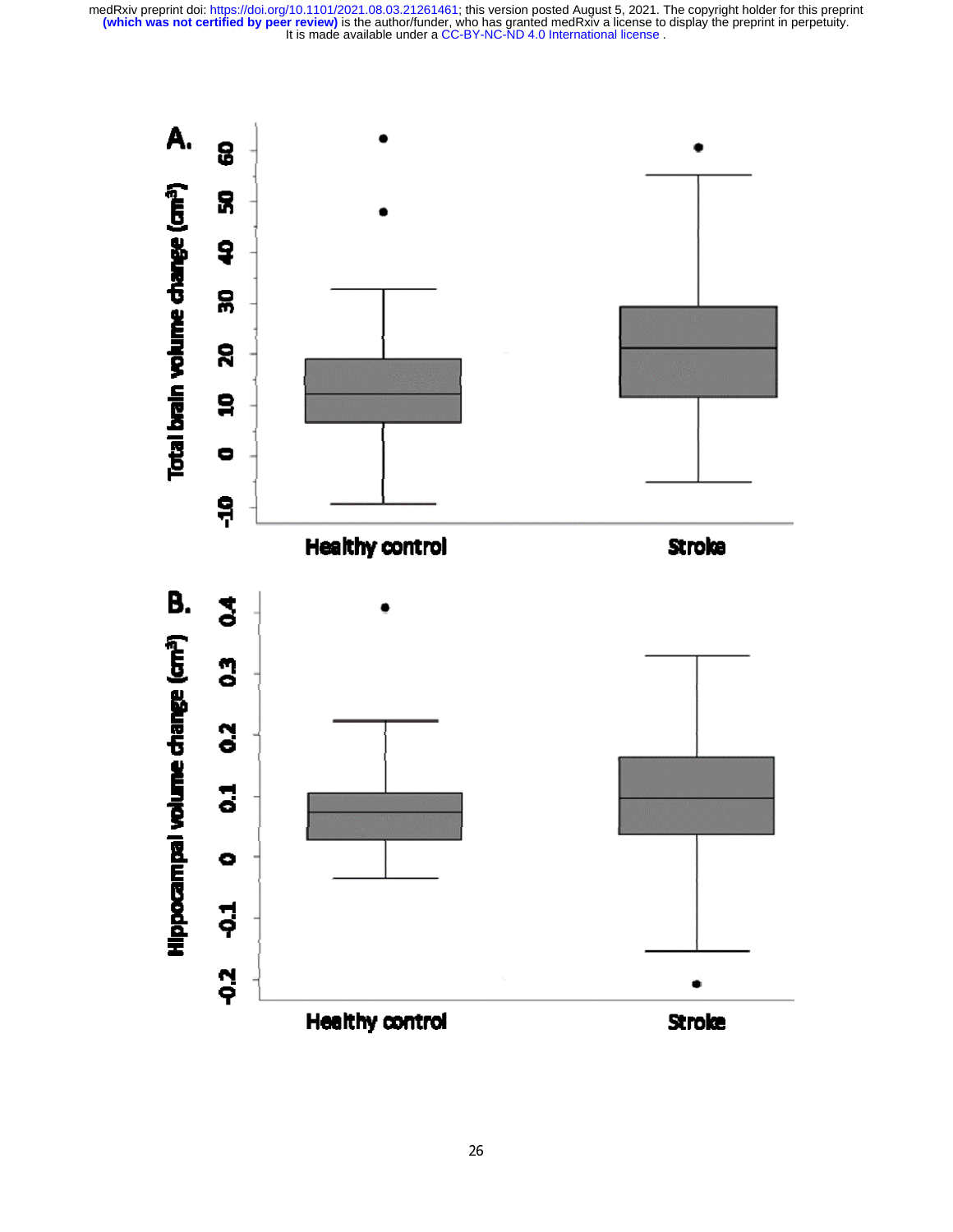A.

Total brain volume change ($cm^3$)

Healthy control | Stroke

B.

Hippocampal volume change ($cm^3$)

Healthy control | Stroke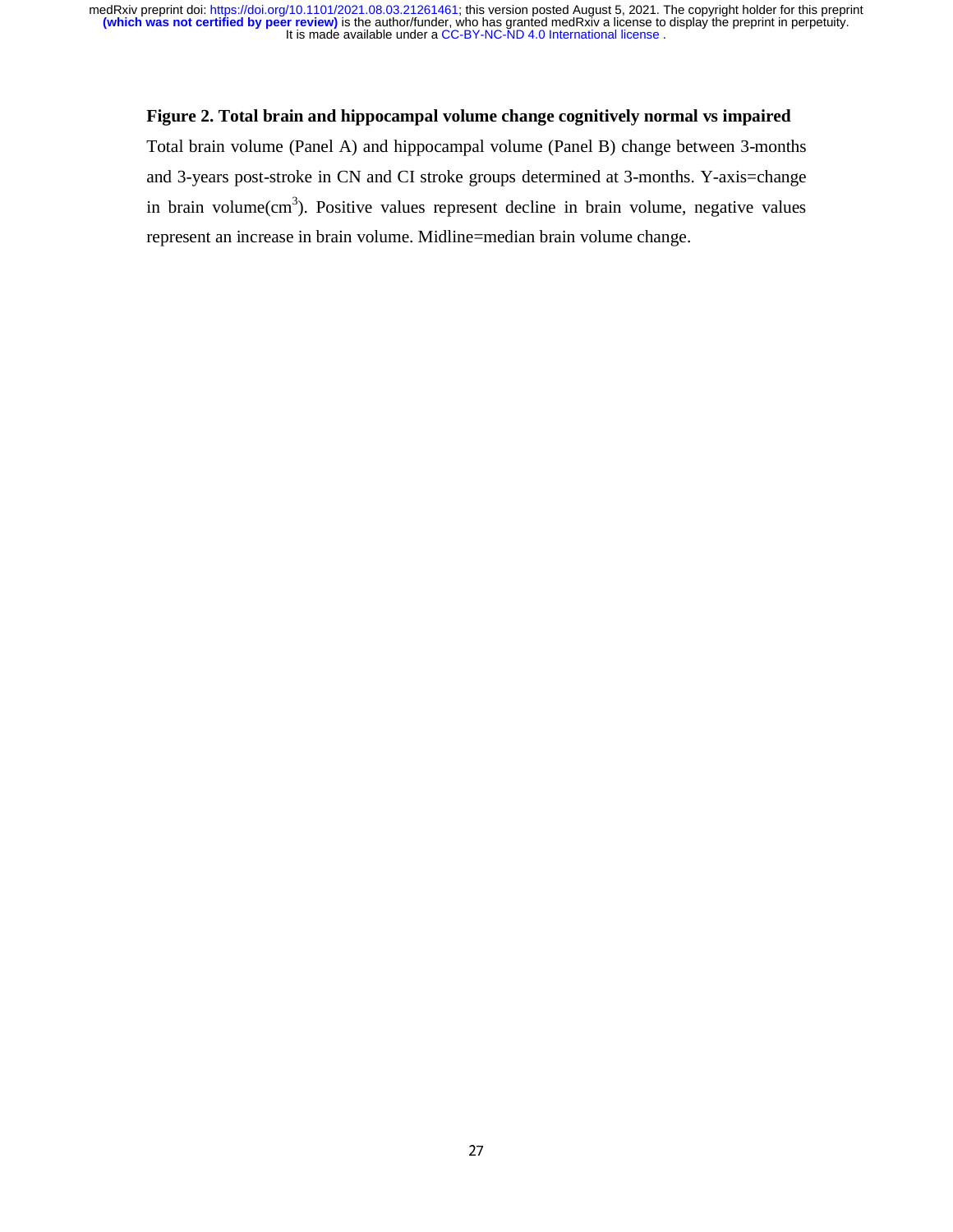**Figure 2. Total brain and hippocampal volume change cognitively normal vs impaired**

Total brain volume (Panel A) and hippocampal volume (Panel B) change between 3-months and 3-years post-stroke in CN and CI stroke groups determined at 3-months. Y-axis=change in brain volume($cm^3$). Positive values represent decline in brain volume, negative values represent an increase in brain volume. Midline=median brain volume change.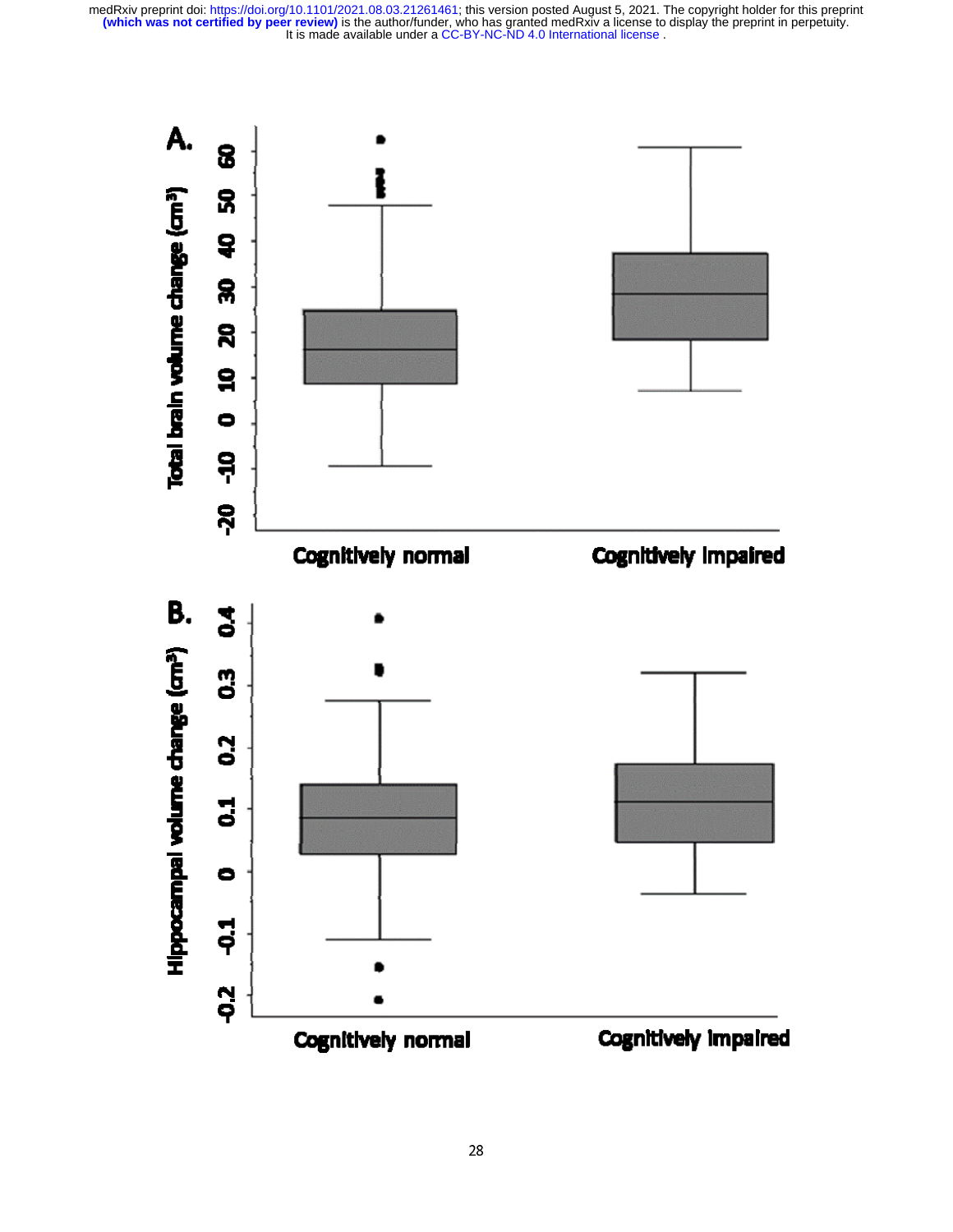A.

Total brain volume change (cm³)

60
50
40
30
20
10
0
-10
-20

Cognitively normal

Cognitively impaired

B.

Hippocampal volume change (cm³)

0.4
0.3
0.2
0.1
0
-0.1
-0.2

Cognitively normal

Cognitively impaired